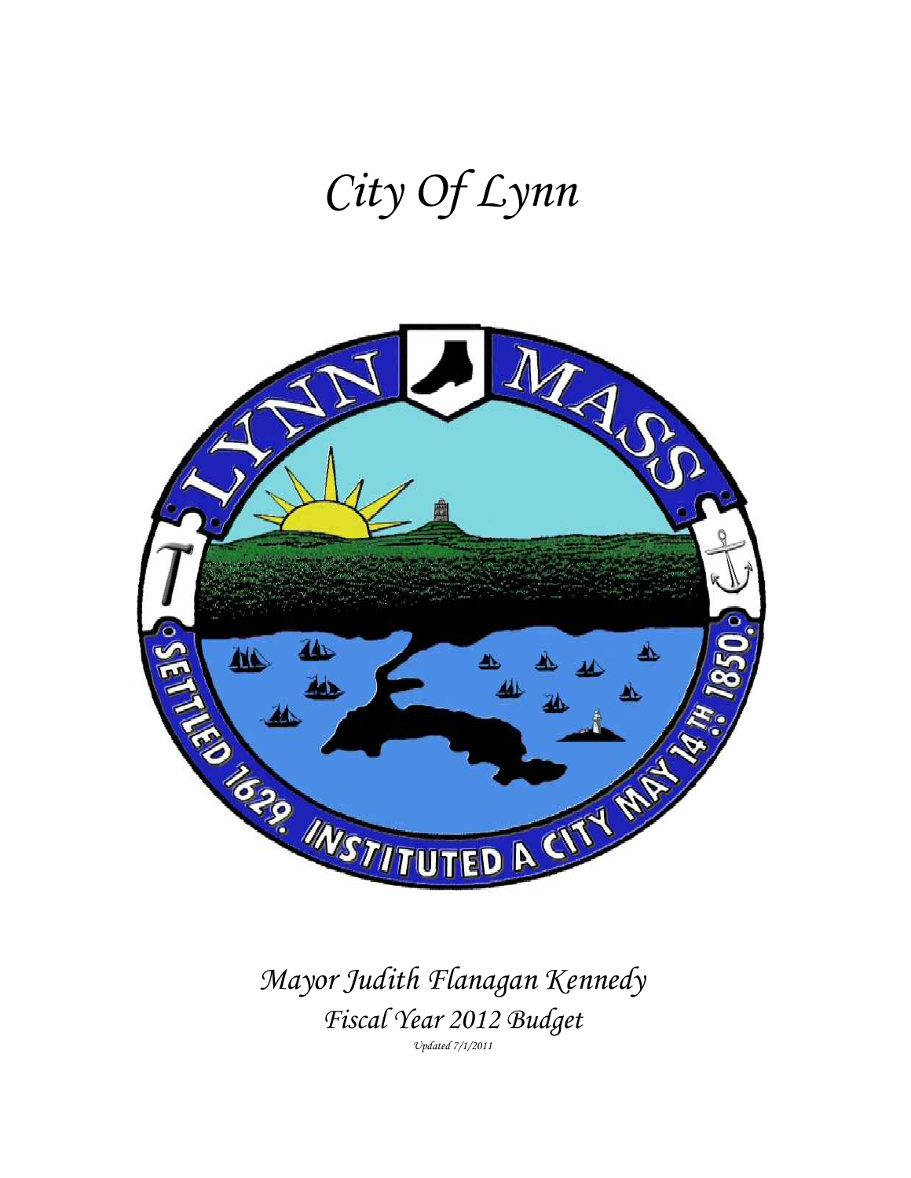# City Of Lynn

*Mayor Judith Flanagan Kennedy*

*Fiscal Year 2012 Budget*

*Updated 7/1/2011*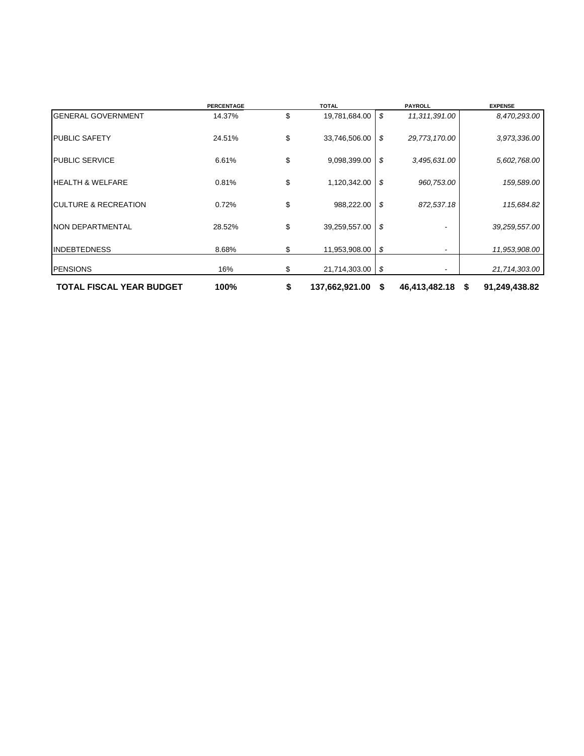| | PERCENTAGE | TOTAL | PAYROLL | EXPENSE |
|---|---|---|---|---|
| GENERAL GOVERNMENT | 14.37% | $ 19,781,684.00 | *$ 11,311,391.00* | *8,470,293.00* |
| PUBLIC SAFETY | 24.51% | $ 33,746,506.00 | *$ 29,773,170.00* | *3,973,336.00* |
| PUBLIC SERVICE | 6.61% | $ 9,098,399.00 | *$ 3,495,631.00* | *5,602,768.00* |
| HEALTH & WELFARE | 0.81% | $ 1,120,342.00 | *$ 960,753.00* | *159,589.00* |
| CULTURE & RECREATION | 0.72% | $ 988,222.00 | *$ 872,537.18* | *115,684.82* |
| NON DEPARTMENTAL | 28.52% | $ 39,259,557.00 | *$ -* | *39,259,557.00* |
| INDEBTEDNESS | 8.68% | $ 11,953,908.00 | *$ -* | *11,953,908.00* |
| PENSIONS | 16% | $ 21,714,303.00 | *$ -* | *21,714,303.00* |
| **TOTAL FISCAL YEAR BUDGET** | **100%** | **$ 137,662,921.00** | **$ 46,413,482.18** | **$ 91,249,438.82** |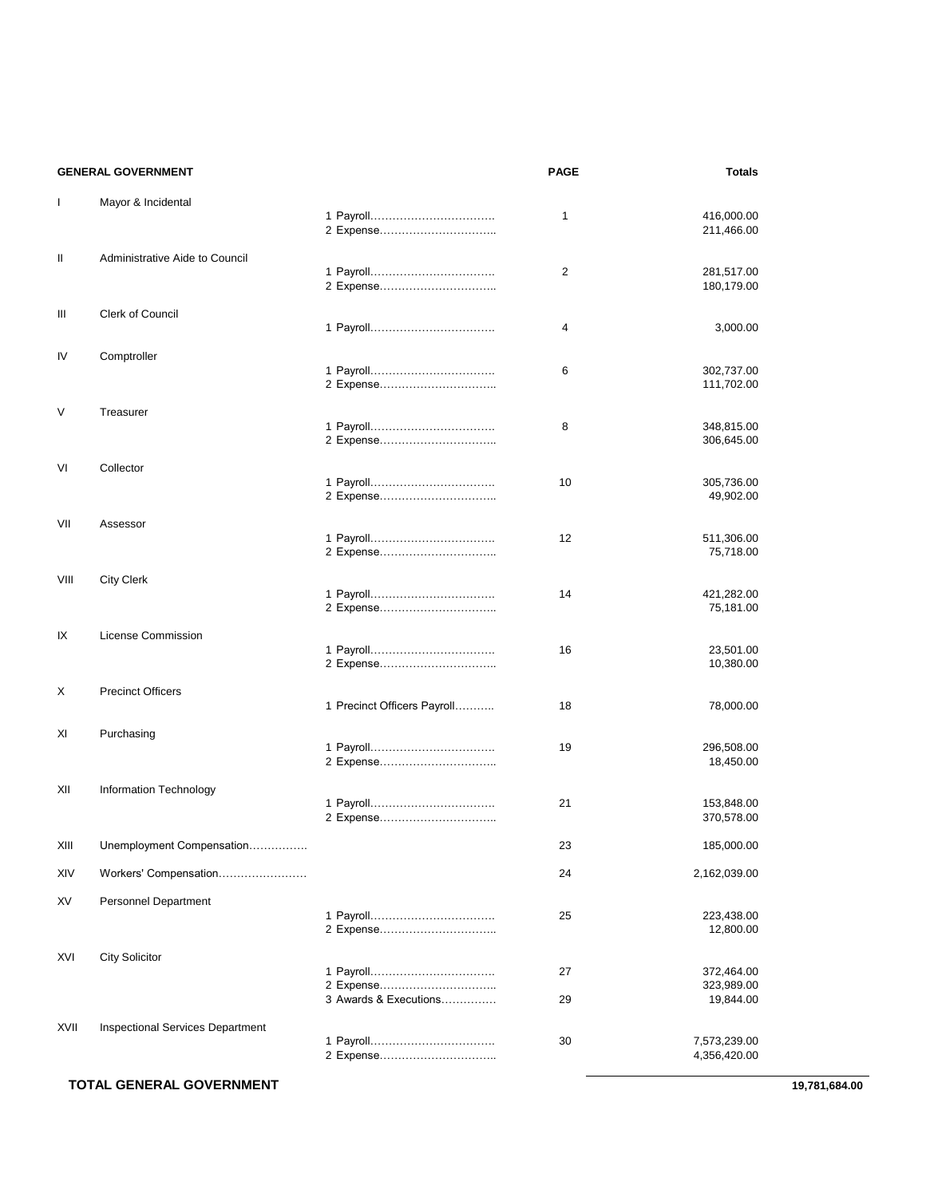| GENERAL GOVERNMENT | | | PAGE | Totals |
|---|---|---|---|---|
| I | Mayor & Incidental | | | |
| | | 1 Payroll……………………………. | 1 | 416,000.00 |
| | | 2 Expense………………………….. | | 211,466.00 |
| II | Administrative Aide to Council | | | |
| | | 1 Payroll……………………………. | 2 | 281,517.00 |
| | | 2 Expense………………………….. | | 180,179.00 |
| III | Clerk of Council | | | |
| | | 1 Payroll……………………………. | 4 | 3,000.00 |
| IV | Comptroller | | | |
| | | 1 Payroll……………………………. | 6 | 302,737.00 |
| | | 2 Expense………………………….. | | 111,702.00 |
| V | Treasurer | | | |
| | | 1 Payroll……………………………. | 8 | 348,815.00 |
| | | 2 Expense………………………….. | | 306,645.00 |
| VI | Collector | | | |
| | | 1 Payroll……………………………. | 10 | 305,736.00 |
| | | 2 Expense………………………….. | | 49,902.00 |
| VII | Assessor | | | |
| | | 1 Payroll……………………………. | 12 | 511,306.00 |
| | | 2 Expense………………………….. | | 75,718.00 |
| VIII | City Clerk | | | |
| | | 1 Payroll……………………………. | 14 | 421,282.00 |
| | | 2 Expense………………………….. | | 75,181.00 |
| IX | License Commission | | | |
| | | 1 Payroll……………………………. | 16 | 23,501.00 |
| | | 2 Expense………………………….. | | 10,380.00 |
| X | Precinct Officers | | | |
| | | 1 Precinct Officers Payroll……….. | 18 | 78,000.00 |
| XI | Purchasing | | | |
| | | 1 Payroll……………………………. | 19 | 296,508.00 |
| | | 2 Expense………………………….. | | 18,450.00 |
| XII | Information Technology | | | |
| | | 1 Payroll……………………………. | 21 | 153,848.00 |
| | | 2 Expense………………………….. | | 370,578.00 |
| XIII | Unemployment Compensation……………. | | 23 | 185,000.00 |
| XIV | Workers' Compensation…………………… | | 24 | 2,162,039.00 |
| XV | Personnel Department | | | |
| | | 1 Payroll……………………………. | 25 | 223,438.00 |
| | | 2 Expense………………………….. | | 12,800.00 |
| XVI | City Solicitor | | | |
| | | 1 Payroll……………………………. | 27 | 372,464.00 |
| | | 2 Expense………………………….. | | 323,989.00 |
| | | 3 Awards & Executions…………… | 29 | 19,844.00 |
| XVII | Inspectional Services Department | | | |
| | | 1 Payroll……………………………. | 30 | 7,573,239.00 |
| | | 2 Expense………………………….. | | 4,356,420.00 |
| **TOTAL GENERAL GOVERNMENT** | | | | **19,781,684.00** |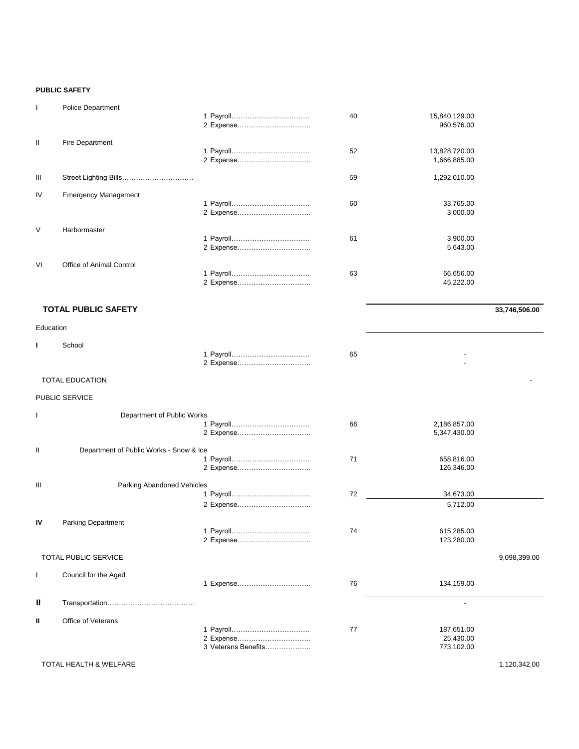**PUBLIC SAFETY**

| | | | | | |
|---|---|---|---|---|---|
| I | Police Department | | | | |
| | | 1 Payroll…………………………… | 40 | 15,840,129.00 | |
| | | 2 Expense………………………… | | 960,576.00 | |
| II | Fire Department | | | | |
| | | 1 Payroll…………………………… | 52 | 13,828,720.00 | |
| | | 2 Expense………………………… | | 1,666,885.00 | |
| III | Street Lighting Bills………………………… | | 59 | 1,292,010.00 | |
| IV | Emergency Management | | | | |
| | | 1 Payroll…………………………… | 60 | 33,765.00 | |
| | | 2 Expense………………………… | | 3,000.00 | |
| V | Harbormaster | | | | |
| | | 1 Payroll…………………………… | 61 | 3,900.00 | |
| | | 2 Expense………………………… | | 5,643.00 | |
| VI | Office of Animal Control | | | | |
| | | 1 Payroll…………………………… | 63 | 66,656.00 | |
| | | 2 Expense………………………… | | 45,222.00 | |
| | **TOTAL PUBLIC SAFETY** | | | | **33,746,506.00** |

Education

| | | | | | |
|---|---|---|---|---|---|
| **I** | School | | | | |
| | | 1 Payroll…………………………… | 65 | - | |
| | | 2 Expense………………………… | | - | |
| | TOTAL EDUCATION | | | | - |

PUBLIC SERVICE

| | | | | | |
|---|---|---|---|---|---|
| I | Department of Public Works | | | | |
| | | 1 Payroll…………………………… | 66 | 2,186,857.00 | |
| | | 2 Expense………………………… | | 5,347,430.00 | |
| II | Department of Public Works - Snow & Ice | | | | |
| | | 1 Payroll…………………………… | 71 | 658,816.00 | |
| | | 2 Expense………………………… | | 126,346.00 | |
| III | Parking Abandoned Vehicles | | | | |
| | | 1 Payroll…………………………… | 72 | 34,673.00 | |
| | | 2 Expense………………………… | | 5,712.00 | |
| **IV** | Parking Department | | | | |
| | | 1 Payroll…………………………… | 74 | 615,285.00 | |
| | | 2 Expense………………………… | | 123,280.00 | |
| | TOTAL PUBLIC SERVICE | | | | 9,098,399.00 |

| | | | | | |
|---|---|---|---|---|---|
| I | Council for the Aged | | | | |
| | | 1 Expense………………………… | 76 | 134,159.00 | |
| **II** | Transportation……………………………… | | | - | |
| **II** | Office of Veterans | | | | |
| | | 1 Payroll…………………………… | 77 | 187,651.00 | |
| | | 2 Expense………………………… | | 25,430.00 | |
| | | 3 Veterans Benefits……………… | | 773,102.00 | |
| | TOTAL HEALTH & WELFARE | | | | 1,120,342.00 |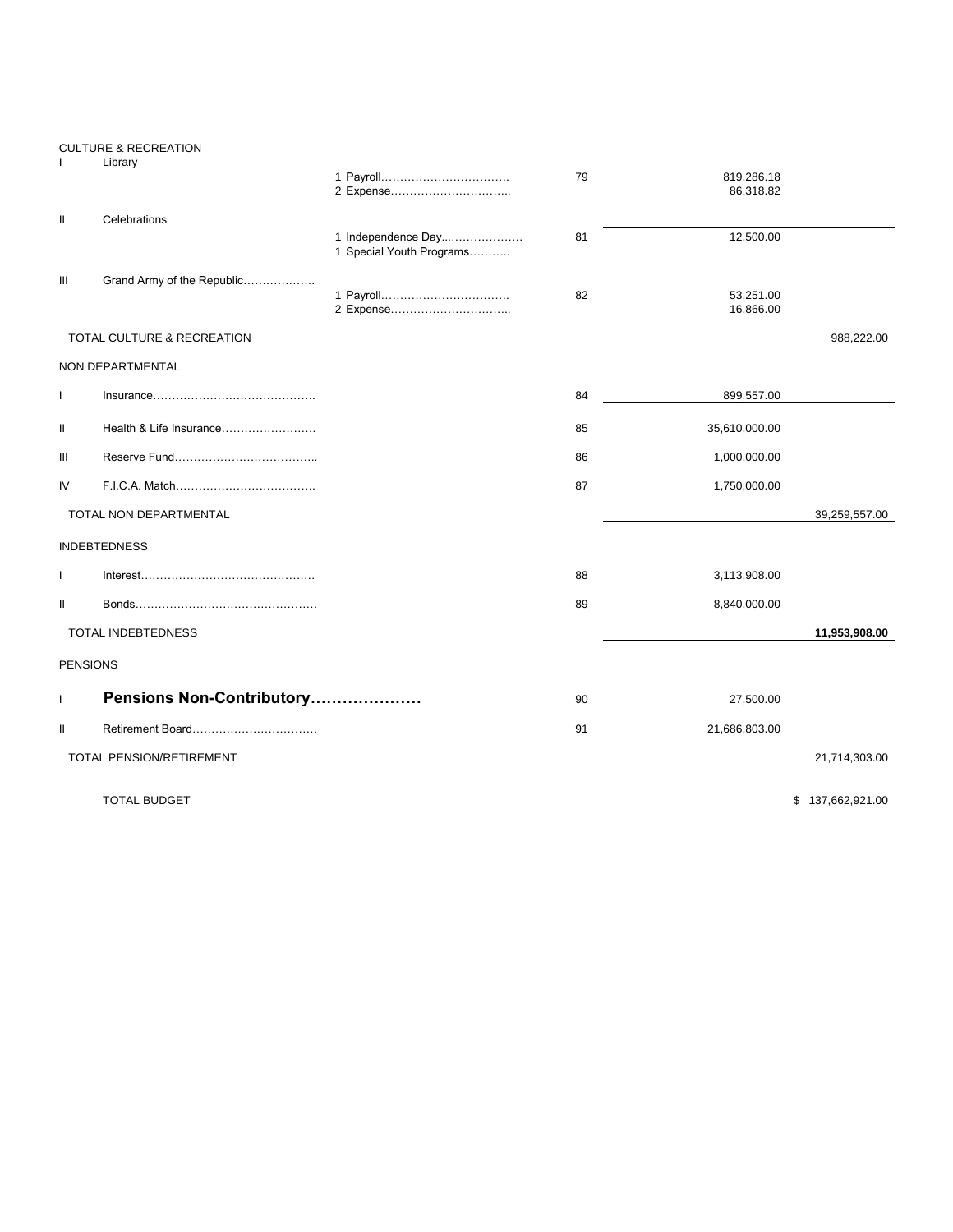| | | | | | |
|---|---|---|---|---|---|
| CULTURE & RECREATION | | | | | |
| I | Library | | | | |
| | | 1 Payroll……………………………. | 79 | 819,286.18 | |
| | | 2 Expense………………………….. | | 86,318.82 | |
| II | Celebrations | | | | |
| | | 1 Independence Day..………………. | 81 | 12,500.00 | |
| | | 1 Special Youth Programs……….. | | | |
| III | Grand Army of the Republic………………. | | | | |
| | | 1 Payroll……………………………. | 82 | 53,251.00 | |
| | | 2 Expense………………………….. | | 16,866.00 | |
| | TOTAL CULTURE & RECREATION | | | | 988,222.00 |
| NON DEPARTMENTAL | | | | | |
| I | Insurance……………………………………. | | 84 | 899,557.00 | |
| II | Health & Life Insurance…………………… | | 85 | 35,610,000.00 | |
| III | Reserve Fund……………………………….. | | 86 | 1,000,000.00 | |
| IV | F.I.C.A. Match………………………………. | | 87 | 1,750,000.00 | |
| | TOTAL NON DEPARTMENTAL | | | | 39,259,557.00 |
| INDEBTEDNESS | | | | | |
| I | Interest……………………………………… | | 88 | 3,113,908.00 | |
| II | Bonds………………………………………… | | 89 | 8,840,000.00 | |
| | TOTAL INDEBTEDNESS | | | | **11,953,908.00** |
| PENSIONS | | | | | |
| I | **Pensions Non-Contributory…………………** | | 90 | 27,500.00 | |
| II | Retirement Board…………………………… | | 91 | 21,686,803.00 | |
| | TOTAL PENSION/RETIREMENT | | | | 21,714,303.00 |
| | TOTAL BUDGET | | | | $ 137,662,921.00 |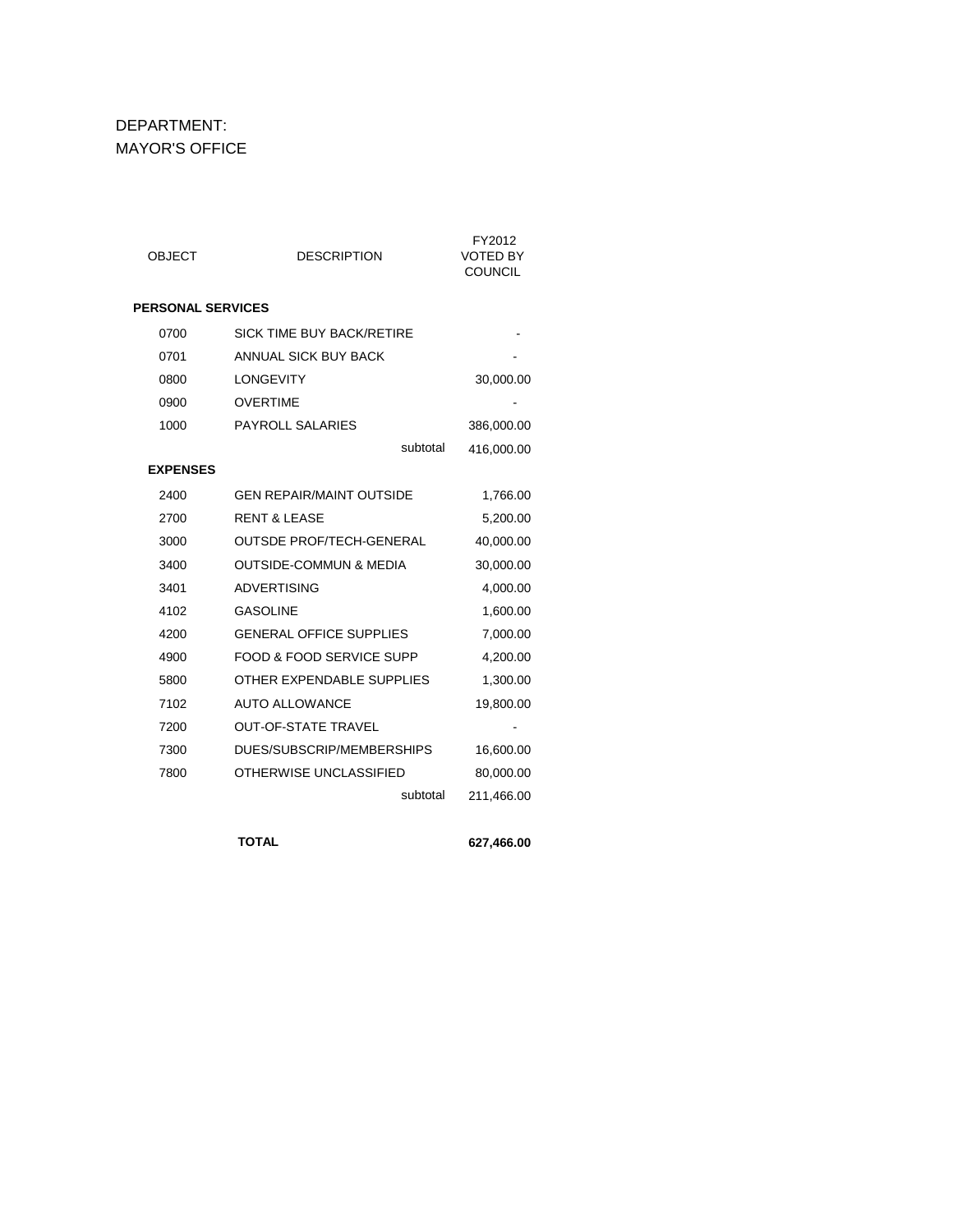DEPARTMENT:
MAYOR'S OFFICE

| OBJECT | DESCRIPTION | FY2012 VOTED BY COUNCIL |
|---|---|---|
| **PERSONAL SERVICES** | | |
| 0700 | SICK TIME BUY BACK/RETIRE | - |
| 0701 | ANNUAL SICK BUY BACK | - |
| 0800 | LONGEVITY | 30,000.00 |
| 0900 | OVERTIME | - |
| 1000 | PAYROLL SALARIES | 386,000.00 |
| | subtotal | 416,000.00 |
| **EXPENSES** | | |
| 2400 | GEN REPAIR/MAINT OUTSIDE | 1,766.00 |
| 2700 | RENT & LEASE | 5,200.00 |
| 3000 | OUTSDE PROF/TECH-GENERAL | 40,000.00 |
| 3400 | OUTSIDE-COMMUN & MEDIA | 30,000.00 |
| 3401 | ADVERTISING | 4,000.00 |
| 4102 | GASOLINE | 1,600.00 |
| 4200 | GENERAL OFFICE SUPPLIES | 7,000.00 |
| 4900 | FOOD & FOOD SERVICE SUPP | 4,200.00 |
| 5800 | OTHER EXPENDABLE SUPPLIES | 1,300.00 |
| 7102 | AUTO ALLOWANCE | 19,800.00 |
| 7200 | OUT-OF-STATE TRAVEL | - |
| 7300 | DUES/SUBSCRIP/MEMBERSHIPS | 16,600.00 |
| 7800 | OTHERWISE UNCLASSIFIED | 80,000.00 |
| | subtotal | 211,466.00 |
| | **TOTAL** | **627,466.00** |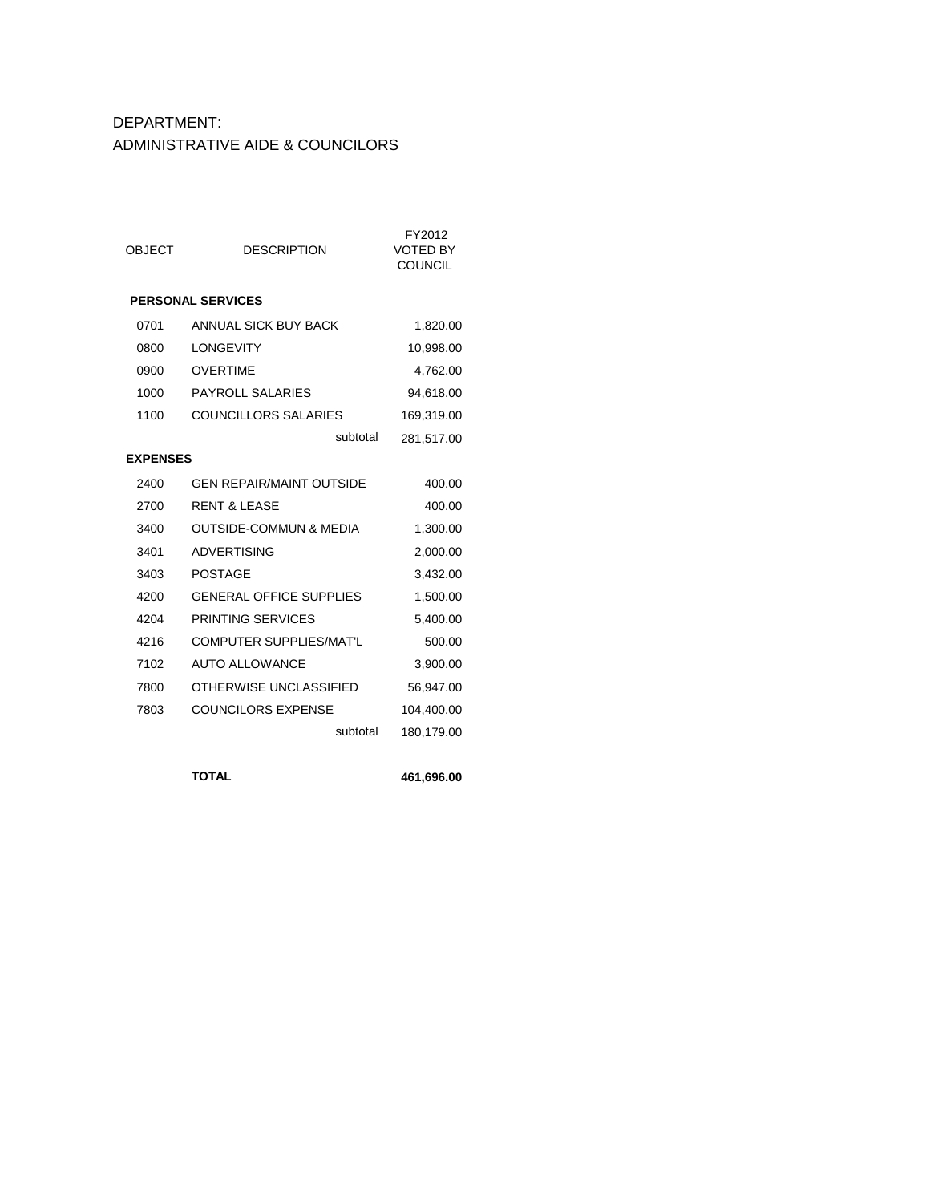DEPARTMENT:
ADMINISTRATIVE AIDE & COUNCILORS

| OBJECT | DESCRIPTION | FY2012 VOTED BY COUNCIL |
|---|---|---|
| **PERSONAL SERVICES** | | |
| 0701 | ANNUAL SICK BUY BACK | 1,820.00 |
| 0800 | LONGEVITY | 10,998.00 |
| 0900 | OVERTIME | 4,762.00 |
| 1000 | PAYROLL SALARIES | 94,618.00 |
| 1100 | COUNCILLORS SALARIES | 169,319.00 |
| | subtotal | 281,517.00 |
| **EXPENSES** | | |
| 2400 | GEN REPAIR/MAINT OUTSIDE | 400.00 |
| 2700 | RENT & LEASE | 400.00 |
| 3400 | OUTSIDE-COMMUN & MEDIA | 1,300.00 |
| 3401 | ADVERTISING | 2,000.00 |
| 3403 | POSTAGE | 3,432.00 |
| 4200 | GENERAL OFFICE SUPPLIES | 1,500.00 |
| 4204 | PRINTING SERVICES | 5,400.00 |
| 4216 | COMPUTER SUPPLIES/MAT'L | 500.00 |
| 7102 | AUTO ALLOWANCE | 3,900.00 |
| 7800 | OTHERWISE UNCLASSIFIED | 56,947.00 |
| 7803 | COUNCILORS EXPENSE | 104,400.00 |
| | subtotal | 180,179.00 |
| | **TOTAL** | **461,696.00** |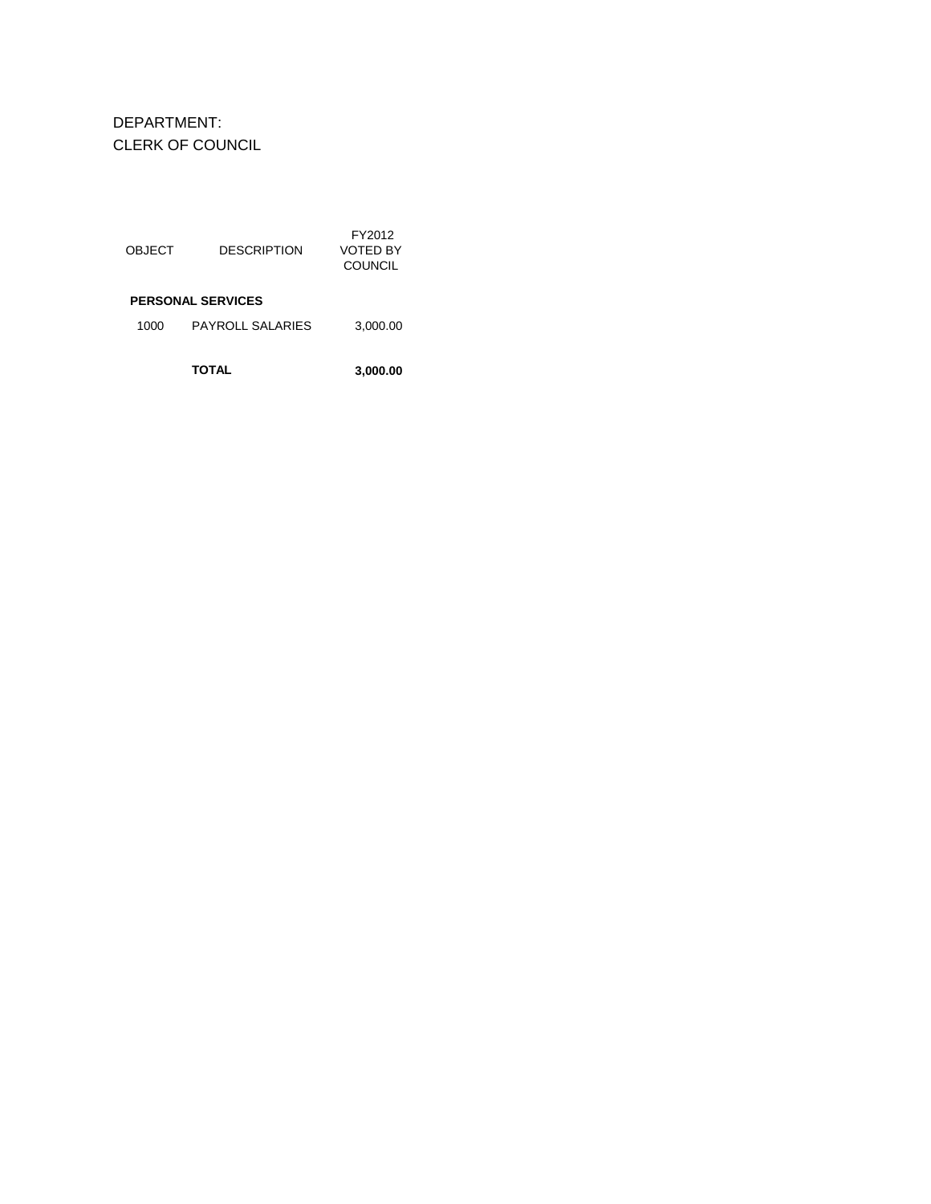DEPARTMENT:
CLERK OF COUNCIL

| OBJECT | DESCRIPTION | FY2012 VOTED BY COUNCIL |
|---|---|---|
| **PERSONAL SERVICES** | | |
| 1000 | PAYROLL SALARIES | 3,000.00 |
| | **TOTAL** | **3,000.00** |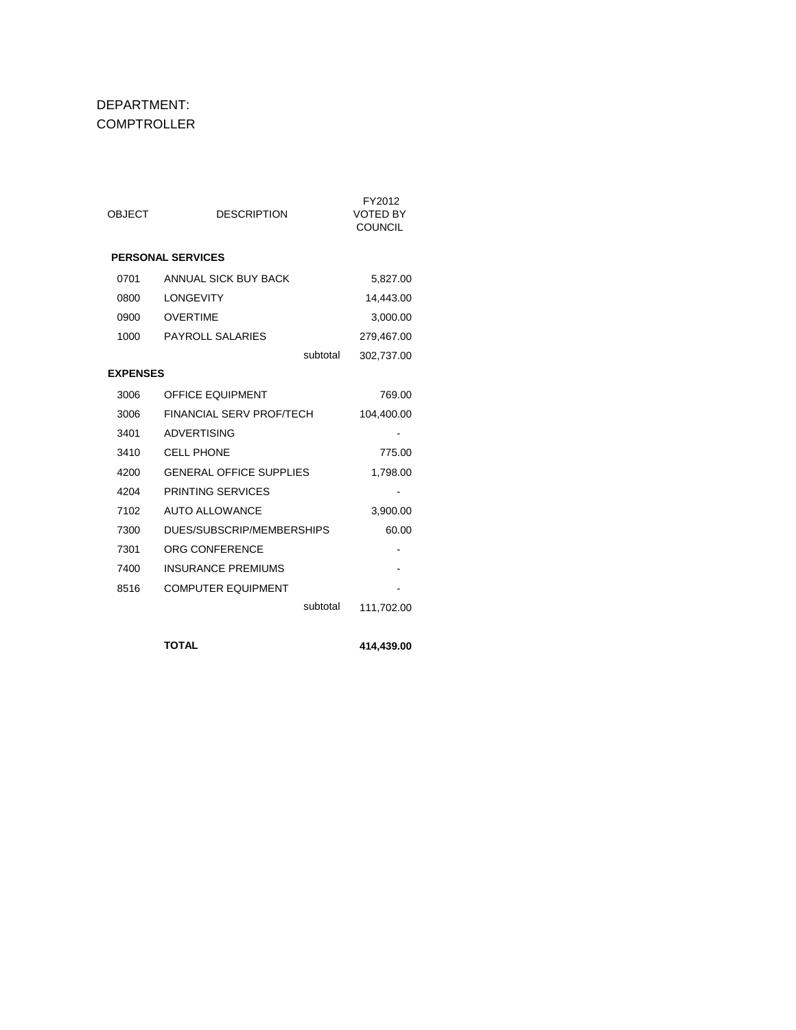DEPARTMENT:
COMPTROLLER

| OBJECT | DESCRIPTION | | FY2012 VOTED BY COUNCIL |
|---|---|---|---|
| **PERSONAL SERVICES** | | | |
| 0701 | ANNUAL SICK BUY BACK | | 5,827.00 |
| 0800 | LONGEVITY | | 14,443.00 |
| 0900 | OVERTIME | | 3,000.00 |
| 1000 | PAYROLL SALARIES | | 279,467.00 |
| | | subtotal | 302,737.00 |
| **EXPENSES** | | | |
| 3006 | OFFICE EQUIPMENT | | 769.00 |
| 3006 | FINANCIAL SERV PROF/TECH | | 104,400.00 |
| 3401 | ADVERTISING | | - |
| 3410 | CELL PHONE | | 775.00 |
| 4200 | GENERAL OFFICE SUPPLIES | | 1,798.00 |
| 4204 | PRINTING SERVICES | | - |
| 7102 | AUTO ALLOWANCE | | 3,900.00 |
| 7300 | DUES/SUBSCRIP/MEMBERSHIPS | | 60.00 |
| 7301 | ORG CONFERENCE | | - |
| 7400 | INSURANCE PREMIUMS | | - |
| 8516 | COMPUTER EQUIPMENT | | - |
| | | subtotal | 111,702.00 |
| | **TOTAL** | | **414,439.00** |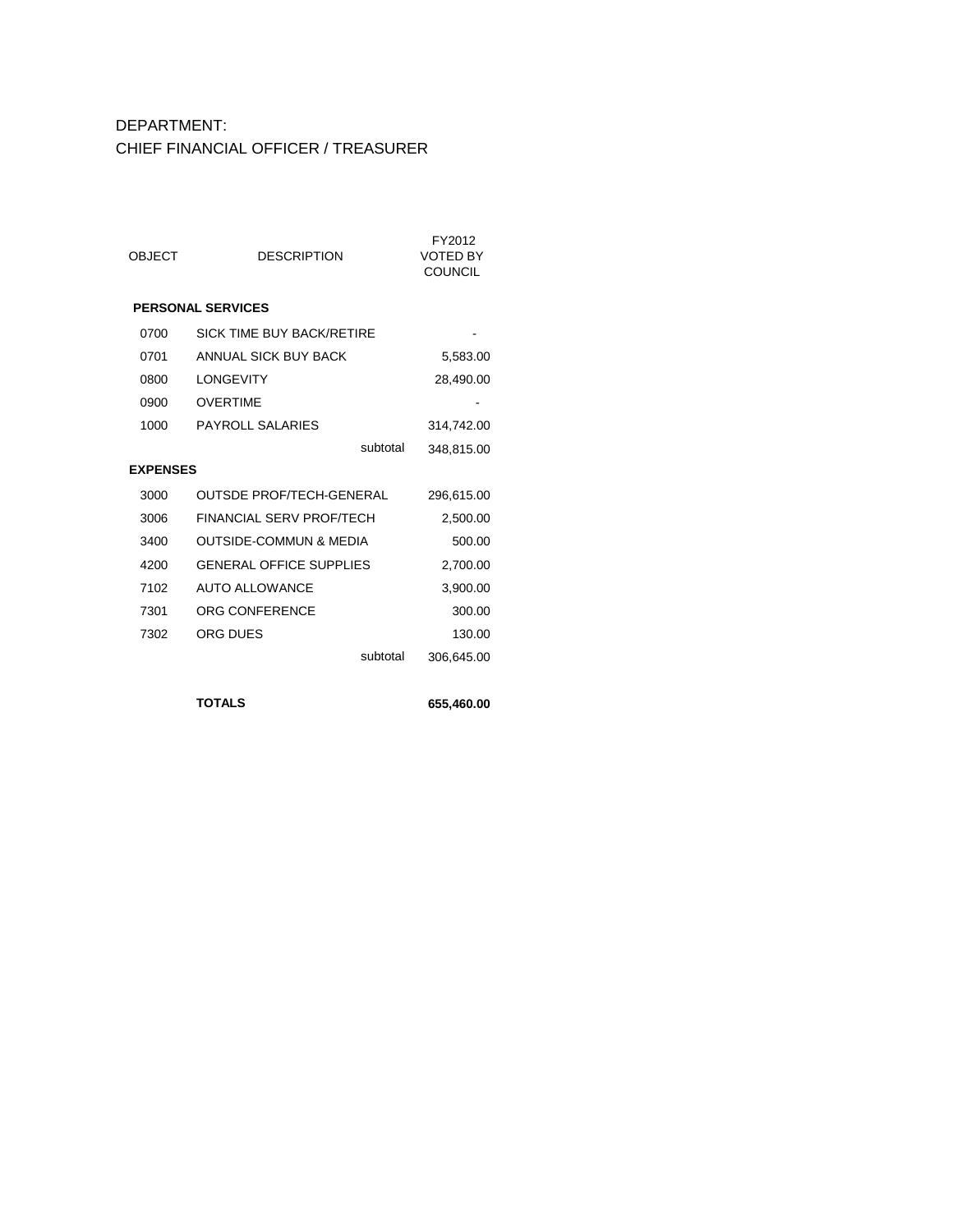DEPARTMENT:
CHIEF FINANCIAL OFFICER / TREASURER

| OBJECT | DESCRIPTION | FY2012 VOTED BY COUNCIL |
|---|---|---|
| **PERSONAL SERVICES** | | |
| 0700 | SICK TIME BUY BACK/RETIRE | - |
| 0701 | ANNUAL SICK BUY BACK | 5,583.00 |
| 0800 | LONGEVITY | 28,490.00 |
| 0900 | OVERTIME | - |
| 1000 | PAYROLL SALARIES | 314,742.00 |
| | subtotal | 348,815.00 |
| **EXPENSES** | | |
| 3000 | OUTSDE PROF/TECH-GENERAL | 296,615.00 |
| 3006 | FINANCIAL SERV PROF/TECH | 2,500.00 |
| 3400 | OUTSIDE-COMMUN & MEDIA | 500.00 |
| 4200 | GENERAL OFFICE SUPPLIES | 2,700.00 |
| 7102 | AUTO ALLOWANCE | 3,900.00 |
| 7301 | ORG CONFERENCE | 300.00 |
| 7302 | ORG DUES | 130.00 |
| | subtotal | 306,645.00 |
| | **TOTALS** | **655,460.00** |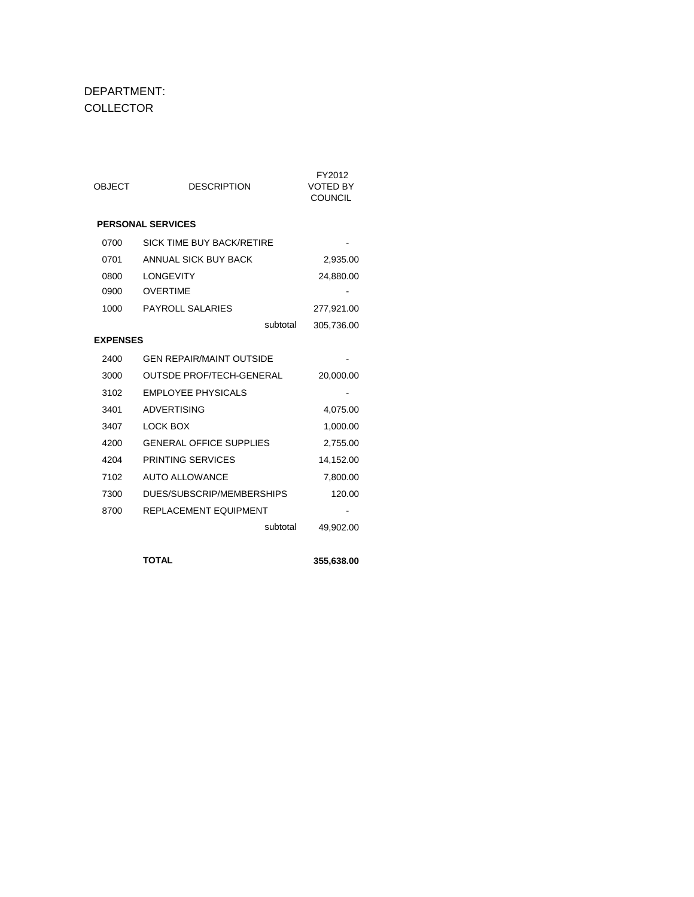DEPARTMENT:
COLLECTOR

| OBJECT | DESCRIPTION | | FY2012 VOTED BY COUNCIL |
|---|---|---|---|
| **PERSONAL SERVICES** | | | |
| 0700 | SICK TIME BUY BACK/RETIRE | | - |
| 0701 | ANNUAL SICK BUY BACK | | 2,935.00 |
| 0800 | LONGEVITY | | 24,880.00 |
| 0900 | OVERTIME | | - |
| 1000 | PAYROLL SALARIES | | 277,921.00 |
| | | subtotal | 305,736.00 |
| **EXPENSES** | | | |
| 2400 | GEN REPAIR/MAINT OUTSIDE | | - |
| 3000 | OUTSDE PROF/TECH-GENERAL | | 20,000.00 |
| 3102 | EMPLOYEE PHYSICALS | | - |
| 3401 | ADVERTISING | | 4,075.00 |
| 3407 | LOCK BOX | | 1,000.00 |
| 4200 | GENERAL OFFICE SUPPLIES | | 2,755.00 |
| 4204 | PRINTING SERVICES | | 14,152.00 |
| 7102 | AUTO ALLOWANCE | | 7,800.00 |
| 7300 | DUES/SUBSCRIP/MEMBERSHIPS | | 120.00 |
| 8700 | REPLACEMENT EQUIPMENT | | - |
| | | subtotal | 49,902.00 |
| | **TOTAL** | | **355,638.00** |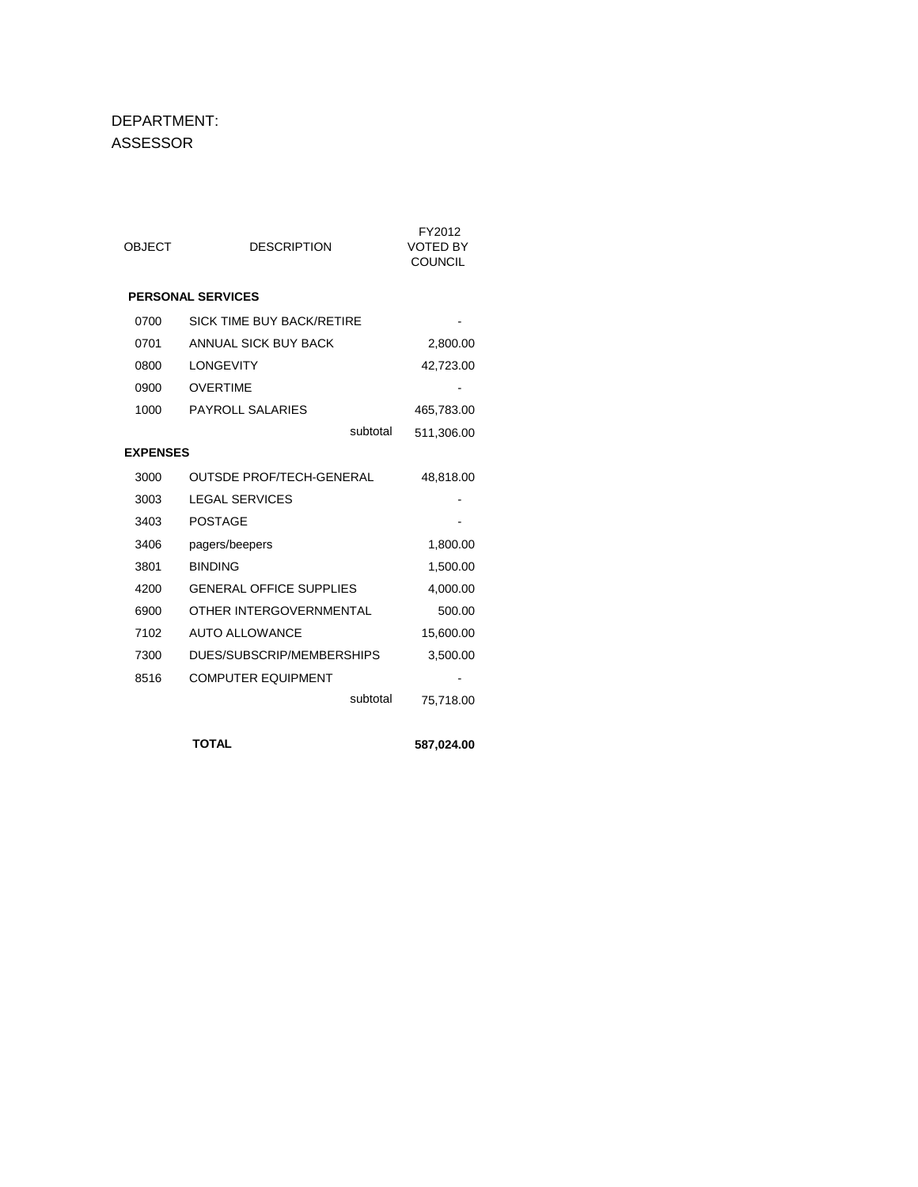DEPARTMENT:
ASSESSOR

| OBJECT | DESCRIPTION | FY2012 VOTED BY COUNCIL |
|---|---|---|
| **PERSONAL SERVICES** | | |
| 0700 | SICK TIME BUY BACK/RETIRE | - |
| 0701 | ANNUAL SICK BUY BACK | 2,800.00 |
| 0800 | LONGEVITY | 42,723.00 |
| 0900 | OVERTIME | - |
| 1000 | PAYROLL SALARIES | 465,783.00 |
| | subtotal | 511,306.00 |
| **EXPENSES** | | |
| 3000 | OUTSDE PROF/TECH-GENERAL | 48,818.00 |
| 3003 | LEGAL SERVICES | - |
| 3403 | POSTAGE | - |
| 3406 | pagers/beepers | 1,800.00 |
| 3801 | BINDING | 1,500.00 |
| 4200 | GENERAL OFFICE SUPPLIES | 4,000.00 |
| 6900 | OTHER INTERGOVERNMENTAL | 500.00 |
| 7102 | AUTO ALLOWANCE | 15,600.00 |
| 7300 | DUES/SUBSCRIP/MEMBERSHIPS | 3,500.00 |
| 8516 | COMPUTER EQUIPMENT | - |
| | subtotal | 75,718.00 |
| | **TOTAL** | **587,024.00** |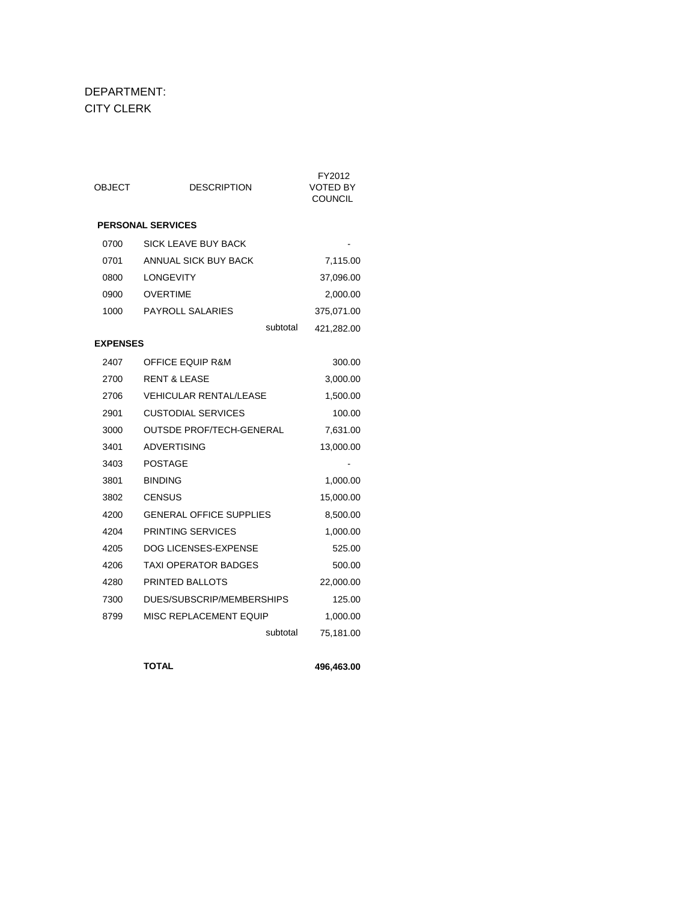DEPARTMENT:
CITY CLERK

| OBJECT | DESCRIPTION | FY2012 VOTED BY COUNCIL |
|---|---|---|
| **PERSONAL SERVICES** | | |
| 0700 | SICK LEAVE BUY BACK | - |
| 0701 | ANNUAL SICK BUY BACK | 7,115.00 |
| 0800 | LONGEVITY | 37,096.00 |
| 0900 | OVERTIME | 2,000.00 |
| 1000 | PAYROLL SALARIES | 375,071.00 |
| | subtotal | 421,282.00 |
| **EXPENSES** | | |
| 2407 | OFFICE EQUIP R&M | 300.00 |
| 2700 | RENT & LEASE | 3,000.00 |
| 2706 | VEHICULAR RENTAL/LEASE | 1,500.00 |
| 2901 | CUSTODIAL SERVICES | 100.00 |
| 3000 | OUTSDE PROF/TECH-GENERAL | 7,631.00 |
| 3401 | ADVERTISING | 13,000.00 |
| 3403 | POSTAGE | - |
| 3801 | BINDING | 1,000.00 |
| 3802 | CENSUS | 15,000.00 |
| 4200 | GENERAL OFFICE SUPPLIES | 8,500.00 |
| 4204 | PRINTING SERVICES | 1,000.00 |
| 4205 | DOG LICENSES-EXPENSE | 525.00 |
| 4206 | TAXI OPERATOR BADGES | 500.00 |
| 4280 | PRINTED BALLOTS | 22,000.00 |
| 7300 | DUES/SUBSCRIP/MEMBERSHIPS | 125.00 |
| 8799 | MISC REPLACEMENT EQUIP | 1,000.00 |
| | subtotal | 75,181.00 |
| | **TOTAL** | **496,463.00** |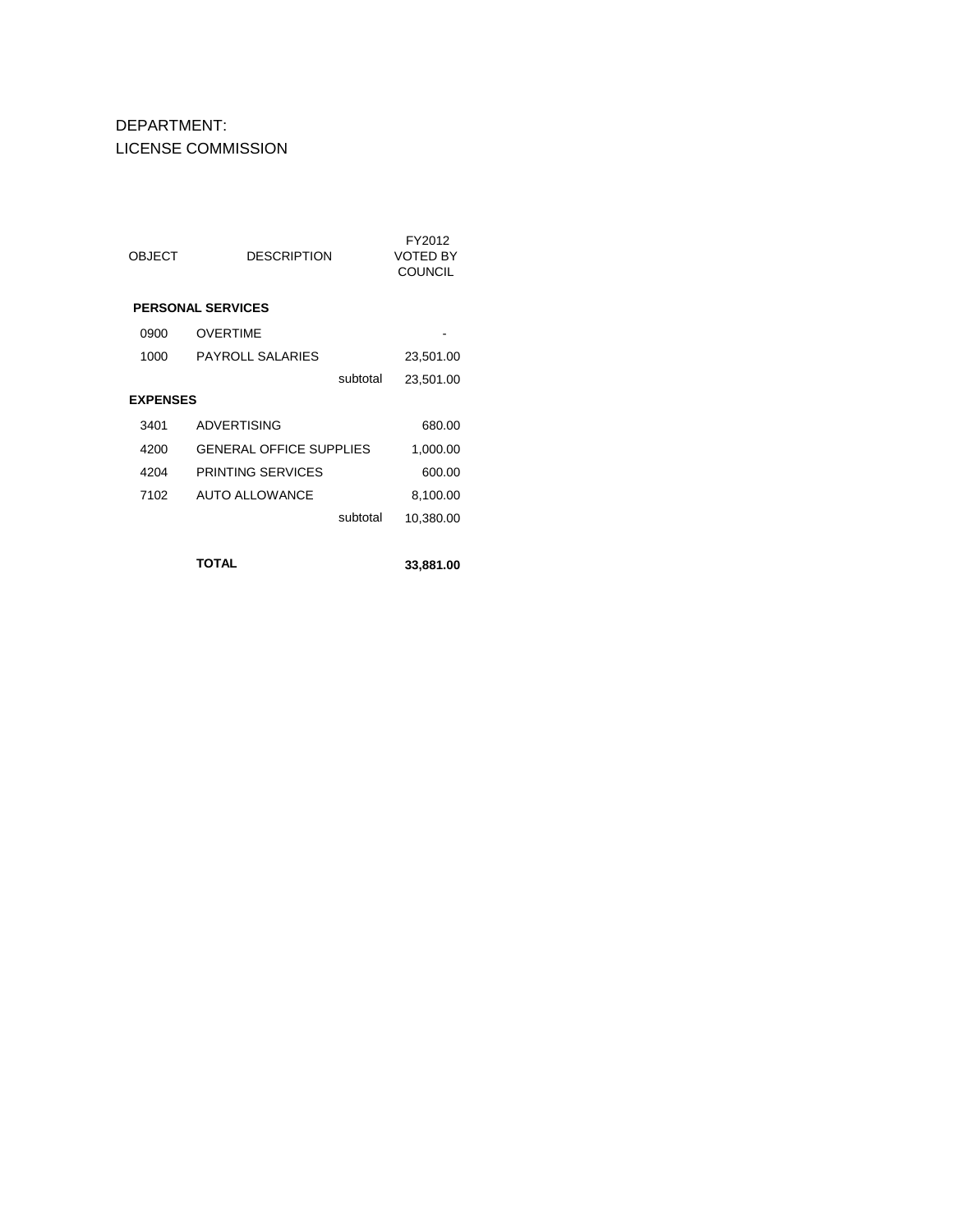DEPARTMENT:
LICENSE COMMISSION

| OBJECT | DESCRIPTION | | FY2012 VOTED BY COUNCIL |
|---|---|---|---|
| **PERSONAL SERVICES** | | | |
| 0900 | OVERTIME | | - |
| 1000 | PAYROLL SALARIES | | 23,501.00 |
| | | subtotal | 23,501.00 |
| **EXPENSES** | | | |
| 3401 | ADVERTISING | | 680.00 |
| 4200 | GENERAL OFFICE SUPPLIES | | 1,000.00 |
| 4204 | PRINTING SERVICES | | 600.00 |
| 7102 | AUTO ALLOWANCE | | 8,100.00 |
| | | subtotal | 10,380.00 |
| | **TOTAL** | | **33,881.00** |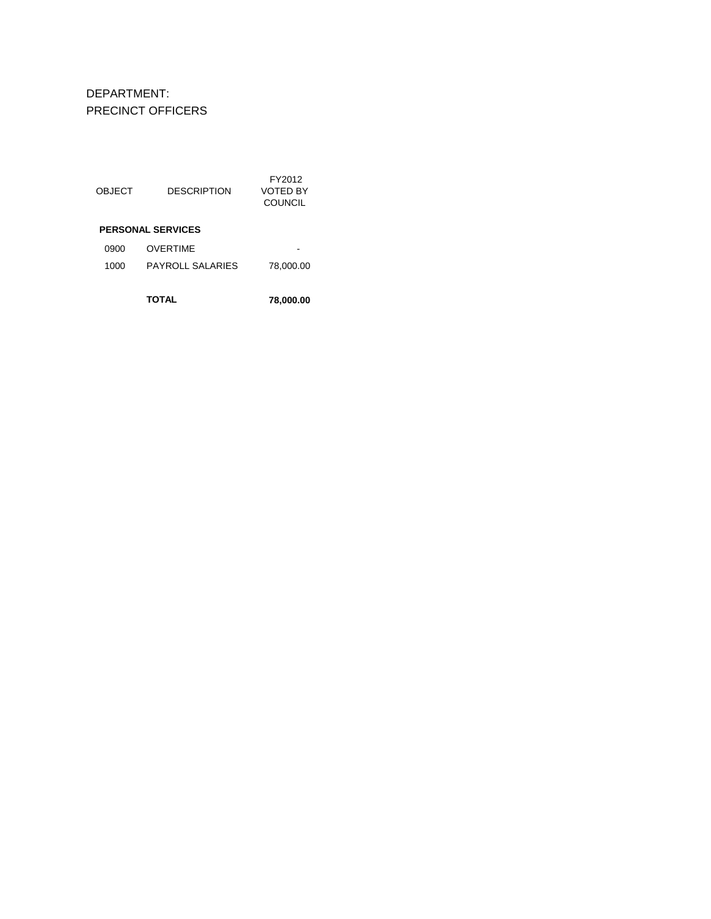DEPARTMENT:
PRECINCT OFFICERS

| OBJECT | DESCRIPTION | FY2012 VOTED BY COUNCIL |
|---|---|---|
| **PERSONAL SERVICES** | | |
| 0900 | OVERTIME | - |
| 1000 | PAYROLL SALARIES | 78,000.00 |
| | **TOTAL** | **78,000.00** |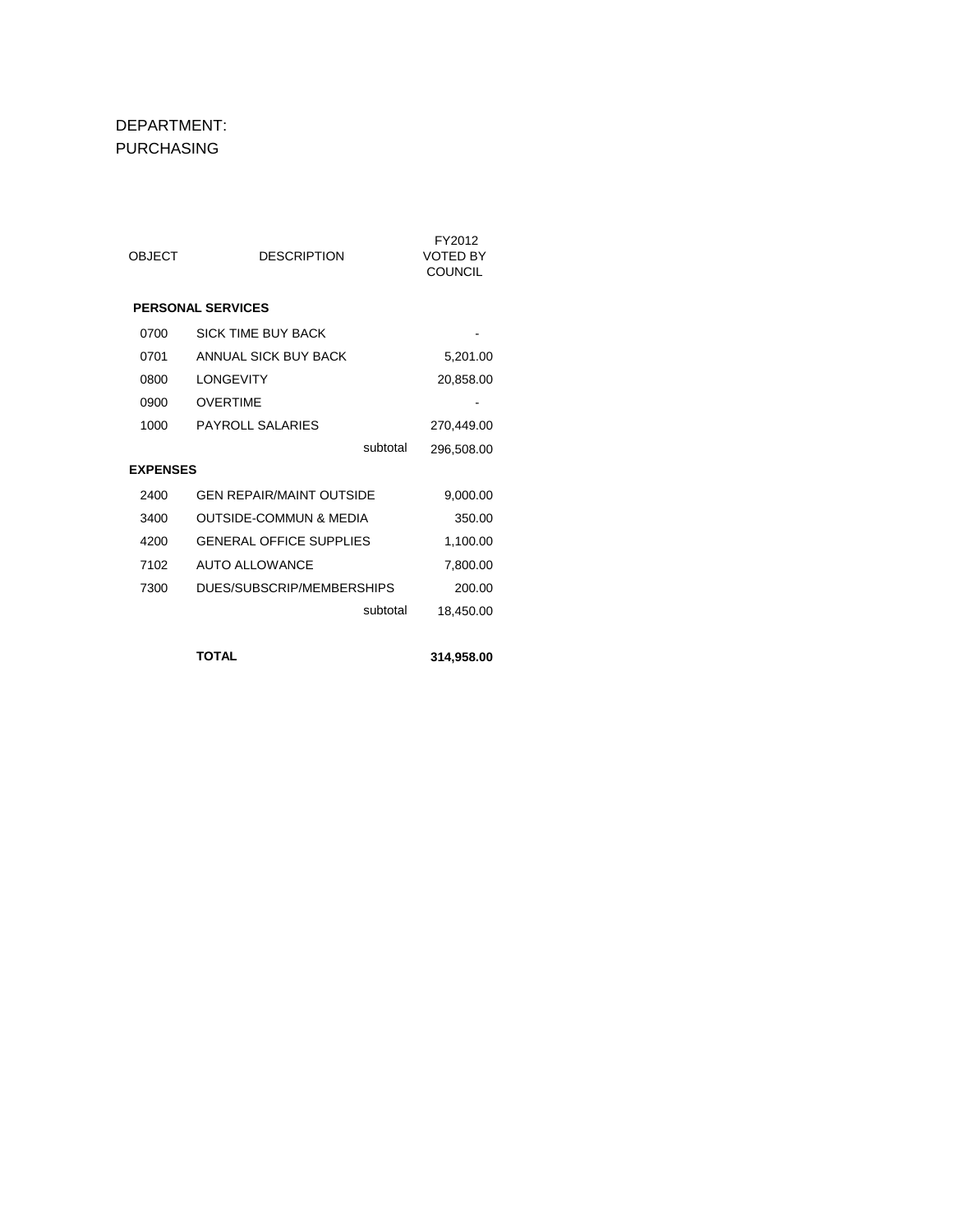DEPARTMENT:
PURCHASING

| OBJECT | DESCRIPTION | | FY2012 VOTED BY COUNCIL |
|---|---|---|---|
| **PERSONAL SERVICES** | | | |
| 0700 | SICK TIME BUY BACK | | - |
| 0701 | ANNUAL SICK BUY BACK | | 5,201.00 |
| 0800 | LONGEVITY | | 20,858.00 |
| 0900 | OVERTIME | | - |
| 1000 | PAYROLL SALARIES | | 270,449.00 |
| | | subtotal | 296,508.00 |
| **EXPENSES** | | | |
| 2400 | GEN REPAIR/MAINT OUTSIDE | | 9,000.00 |
| 3400 | OUTSIDE-COMMUN & MEDIA | | 350.00 |
| 4200 | GENERAL OFFICE SUPPLIES | | 1,100.00 |
| 7102 | AUTO ALLOWANCE | | 7,800.00 |
| 7300 | DUES/SUBSCRIP/MEMBERSHIPS | | 200.00 |
| | | subtotal | 18,450.00 |
| | **TOTAL** | | **314,958.00** |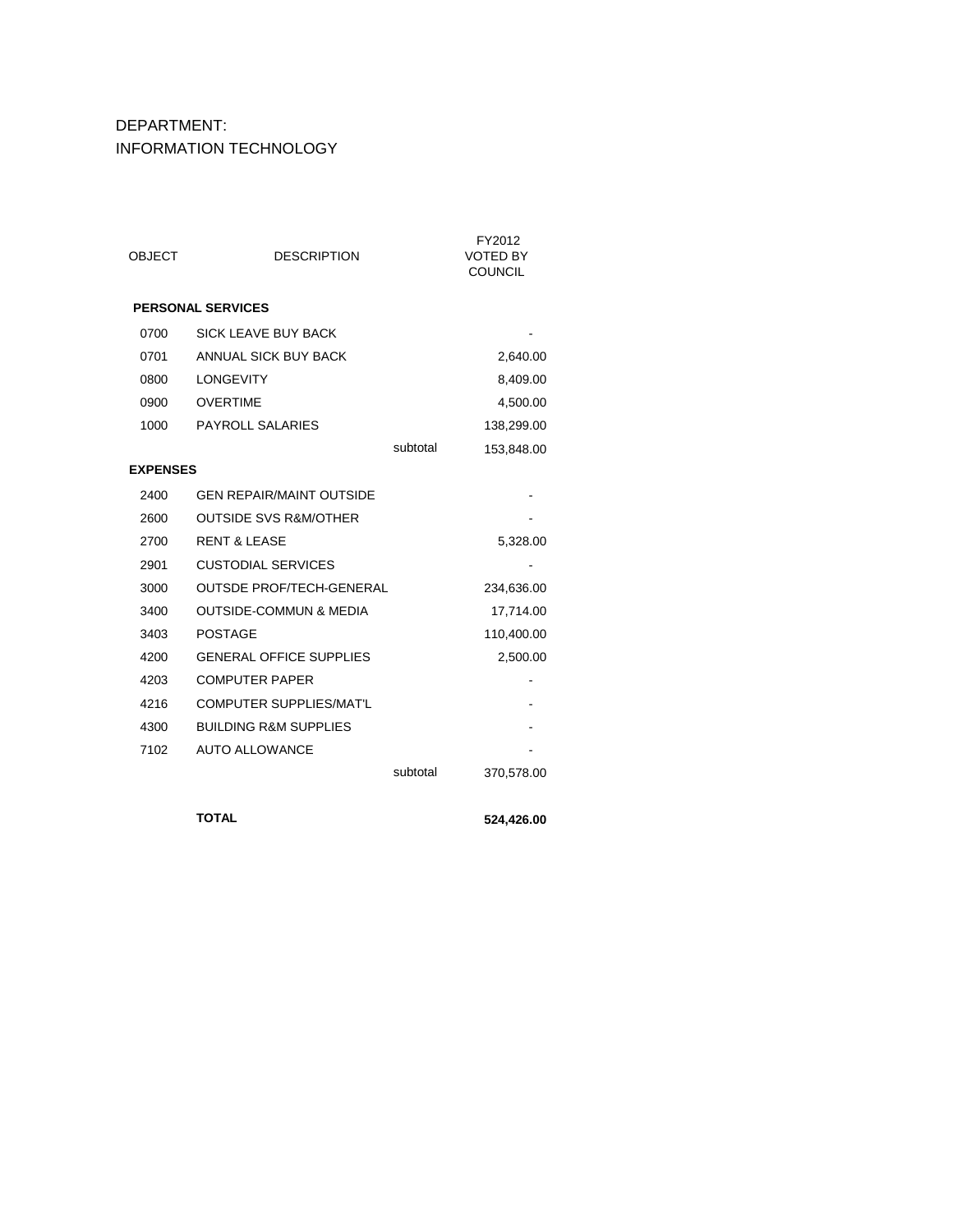DEPARTMENT:
INFORMATION TECHNOLOGY

| OBJECT | DESCRIPTION | | FY2012 VOTED BY COUNCIL |
|---|---|---|---|
| **PERSONAL SERVICES** | | | |
| 0700 | SICK LEAVE BUY BACK | | - |
| 0701 | ANNUAL SICK BUY BACK | | 2,640.00 |
| 0800 | LONGEVITY | | 8,409.00 |
| 0900 | OVERTIME | | 4,500.00 |
| 1000 | PAYROLL SALARIES | | 138,299.00 |
| | | subtotal | 153,848.00 |
| **EXPENSES** | | | |
| 2400 | GEN REPAIR/MAINT OUTSIDE | | - |
| 2600 | OUTSIDE SVS R&M/OTHER | | - |
| 2700 | RENT & LEASE | | 5,328.00 |
| 2901 | CUSTODIAL SERVICES | | - |
| 3000 | OUTSDE PROF/TECH-GENERAL | | 234,636.00 |
| 3400 | OUTSIDE-COMMUN & MEDIA | | 17,714.00 |
| 3403 | POSTAGE | | 110,400.00 |
| 4200 | GENERAL OFFICE SUPPLIES | | 2,500.00 |
| 4203 | COMPUTER PAPER | | - |
| 4216 | COMPUTER SUPPLIES/MAT'L | | - |
| 4300 | BUILDING R&M SUPPLIES | | - |
| 7102 | AUTO ALLOWANCE | | - |
| | | subtotal | 370,578.00 |
| | **TOTAL** | | **524,426.00** |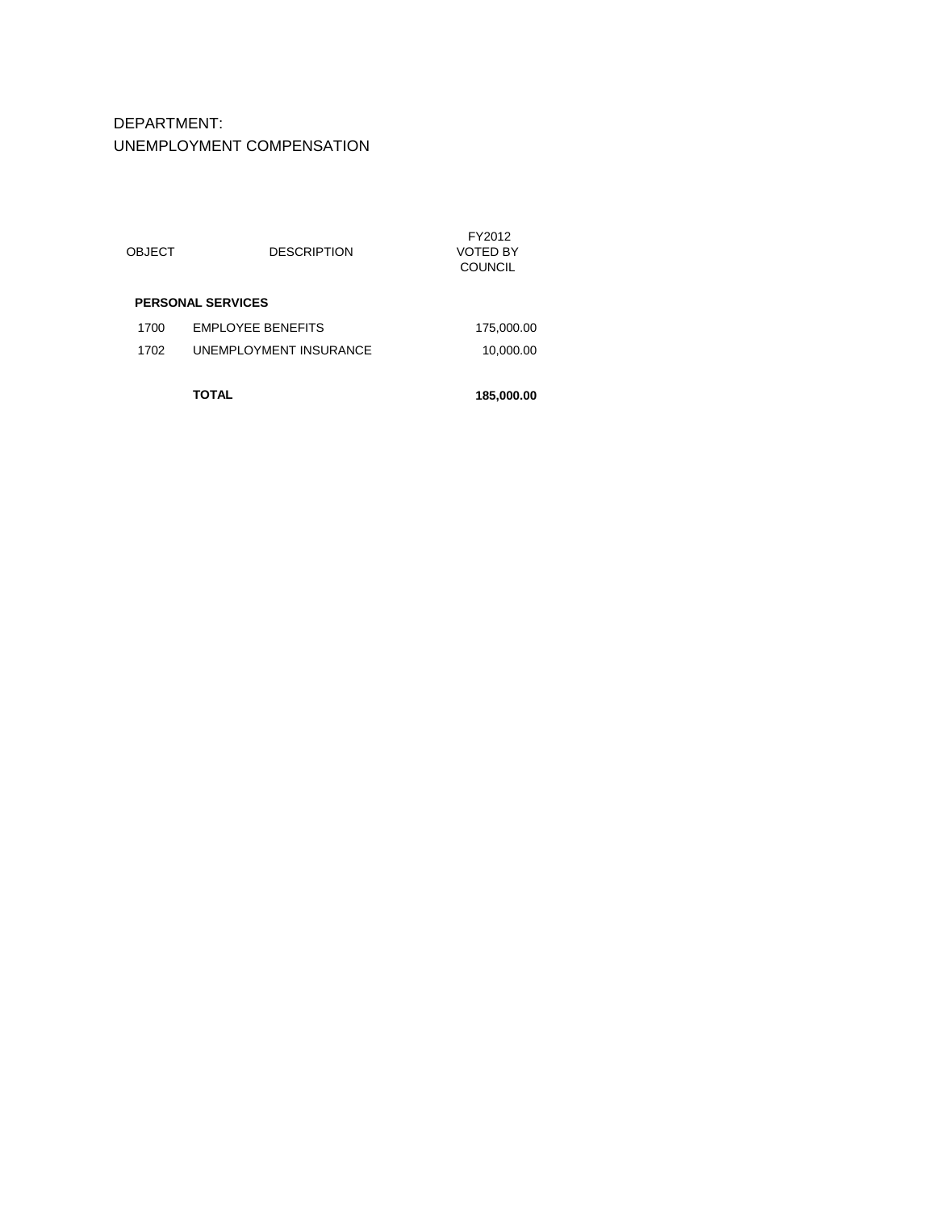DEPARTMENT:
UNEMPLOYMENT COMPENSATION

| OBJECT | DESCRIPTION | FY2012 VOTED BY COUNCIL |
|---|---|---|
| **PERSONAL SERVICES** | | |
| 1700 | EMPLOYEE BENEFITS | 175,000.00 |
| 1702 | UNEMPLOYMENT INSURANCE | 10,000.00 |
| | **TOTAL** | **185,000.00** |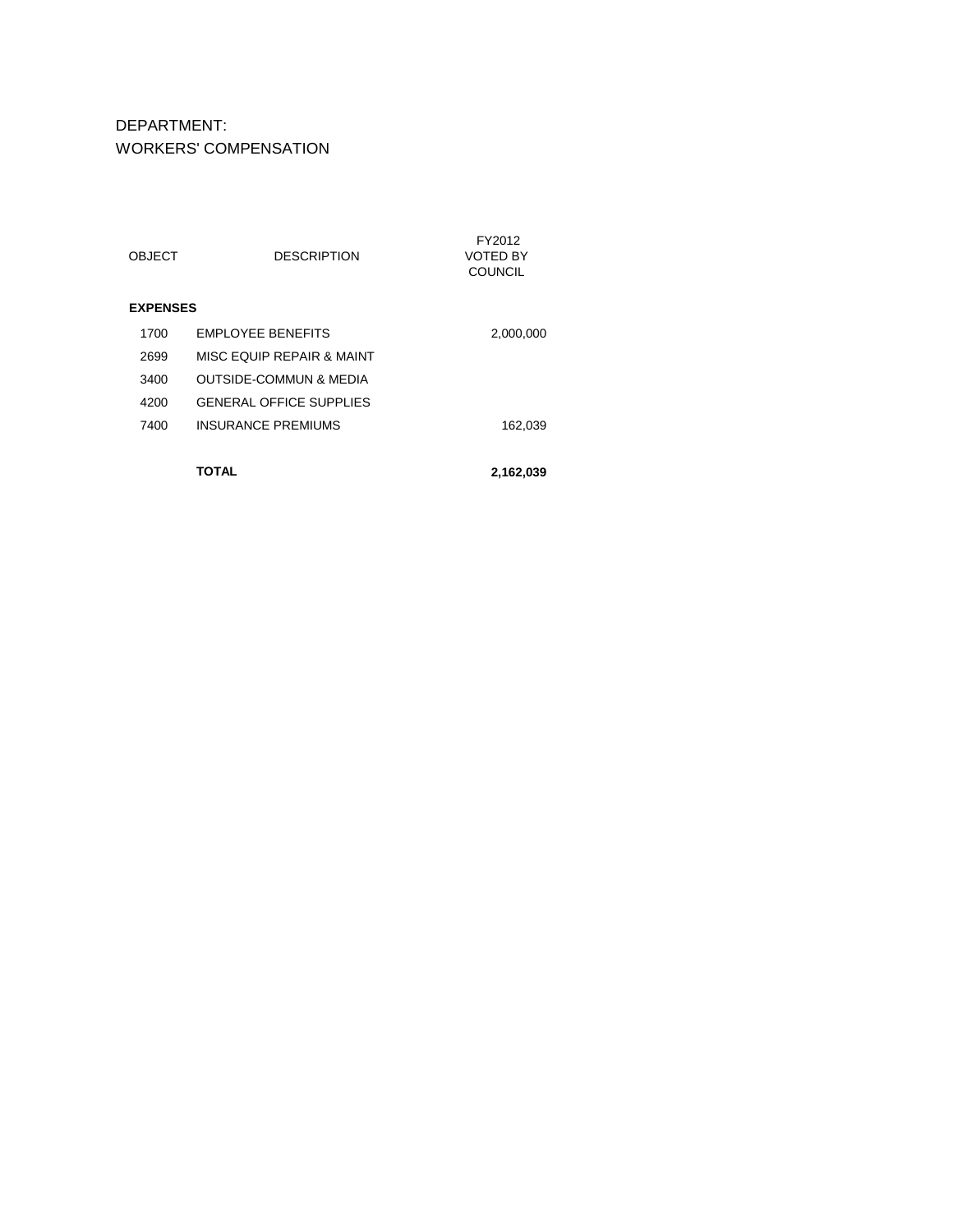DEPARTMENT:
WORKERS' COMPENSATION

| OBJECT | DESCRIPTION | FY2012 VOTED BY COUNCIL |
|---|---|---|
| **EXPENSES** | | |
| 1700 | EMPLOYEE BENEFITS | 2,000,000 |
| 2699 | MISC EQUIP REPAIR & MAINT | |
| 3400 | OUTSIDE-COMMUN & MEDIA | |
| 4200 | GENERAL OFFICE SUPPLIES | |
| 7400 | INSURANCE PREMIUMS | 162,039 |
| | **TOTAL** | **2,162,039** |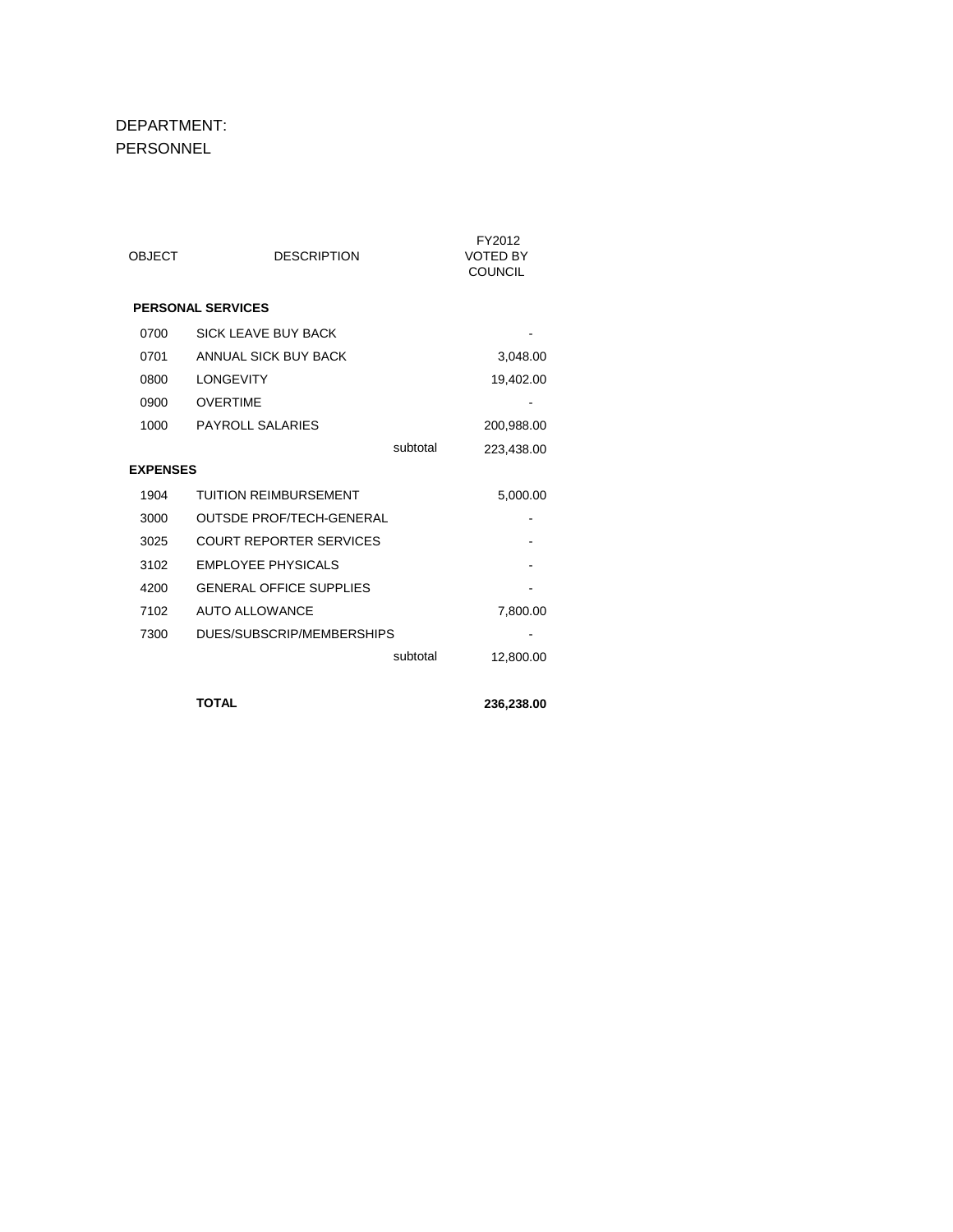DEPARTMENT:
PERSONNEL

| OBJECT | DESCRIPTION | | FY2012 VOTED BY COUNCIL |
|---|---|---|---|
| **PERSONAL SERVICES** | | | |
| 0700 | SICK LEAVE BUY BACK | | - |
| 0701 | ANNUAL SICK BUY BACK | | 3,048.00 |
| 0800 | LONGEVITY | | 19,402.00 |
| 0900 | OVERTIME | | - |
| 1000 | PAYROLL SALARIES | | 200,988.00 |
| | | subtotal | 223,438.00 |
| **EXPENSES** | | | |
| 1904 | TUITION REIMBURSEMENT | | 5,000.00 |
| 3000 | OUTSDE PROF/TECH-GENERAL | | - |
| 3025 | COURT REPORTER SERVICES | | - |
| 3102 | EMPLOYEE PHYSICALS | | - |
| 4200 | GENERAL OFFICE SUPPLIES | | - |
| 7102 | AUTO ALLOWANCE | | 7,800.00 |
| 7300 | DUES/SUBSCRIP/MEMBERSHIPS | | - |
| | | subtotal | 12,800.00 |
| | **TOTAL** | | **236,238.00** |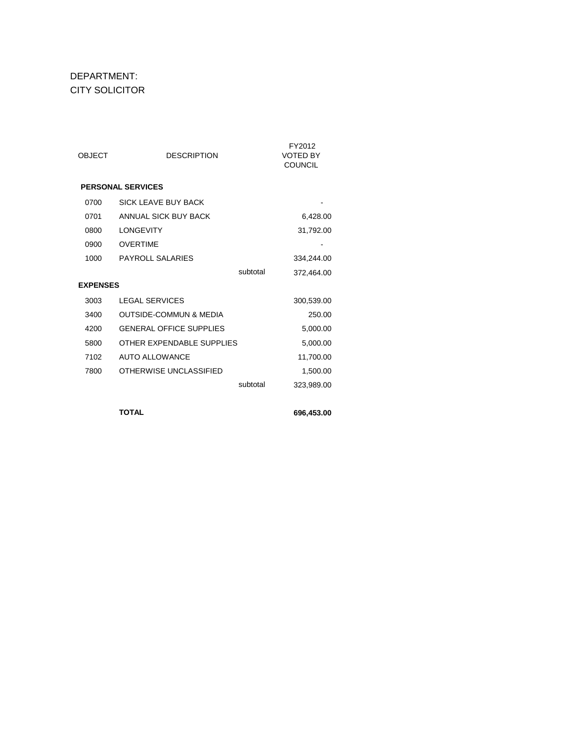DEPARTMENT:
CITY SOLICITOR

| OBJECT | DESCRIPTION | | FY2012 VOTED BY COUNCIL |
|---|---|---|---|
| **PERSONAL SERVICES** | | | |
| 0700 | SICK LEAVE BUY BACK | | - |
| 0701 | ANNUAL SICK BUY BACK | | 6,428.00 |
| 0800 | LONGEVITY | | 31,792.00 |
| 0900 | OVERTIME | | - |
| 1000 | PAYROLL SALARIES | | 334,244.00 |
| | | subtotal | 372,464.00 |
| **EXPENSES** | | | |
| 3003 | LEGAL SERVICES | | 300,539.00 |
| 3400 | OUTSIDE-COMMUN & MEDIA | | 250.00 |
| 4200 | GENERAL OFFICE SUPPLIES | | 5,000.00 |
| 5800 | OTHER EXPENDABLE SUPPLIES | | 5,000.00 |
| 7102 | AUTO ALLOWANCE | | 11,700.00 |
| 7800 | OTHERWISE UNCLASSIFIED | | 1,500.00 |
| | | subtotal | 323,989.00 |
| | **TOTAL** | | **696,453.00** |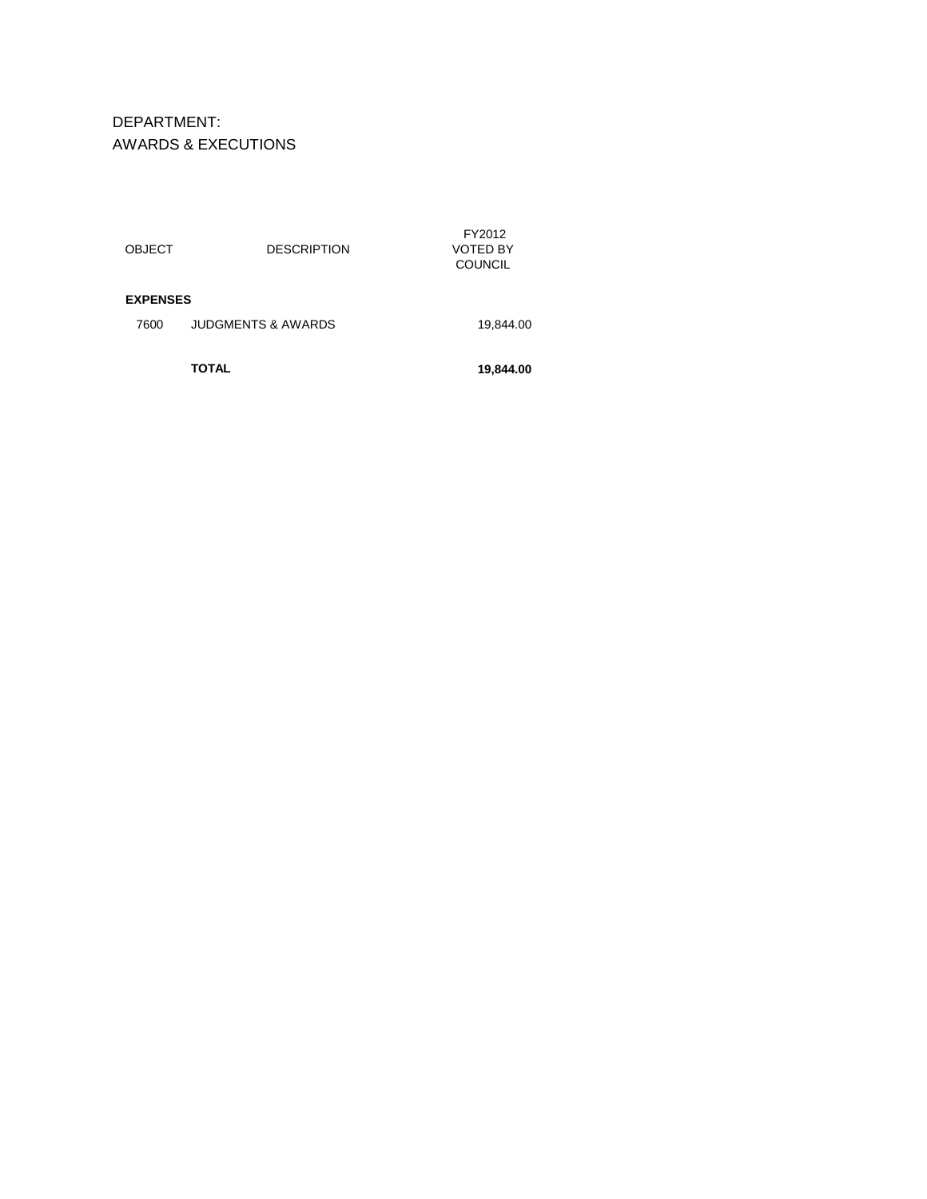DEPARTMENT:
AWARDS & EXECUTIONS

| OBJECT | DESCRIPTION | FY2012 VOTED BY COUNCIL |
|---|---|---|
| **EXPENSES** | | |
| 7600 | JUDGMENTS & AWARDS | 19,844.00 |
| | **TOTAL** | **19,844.00** |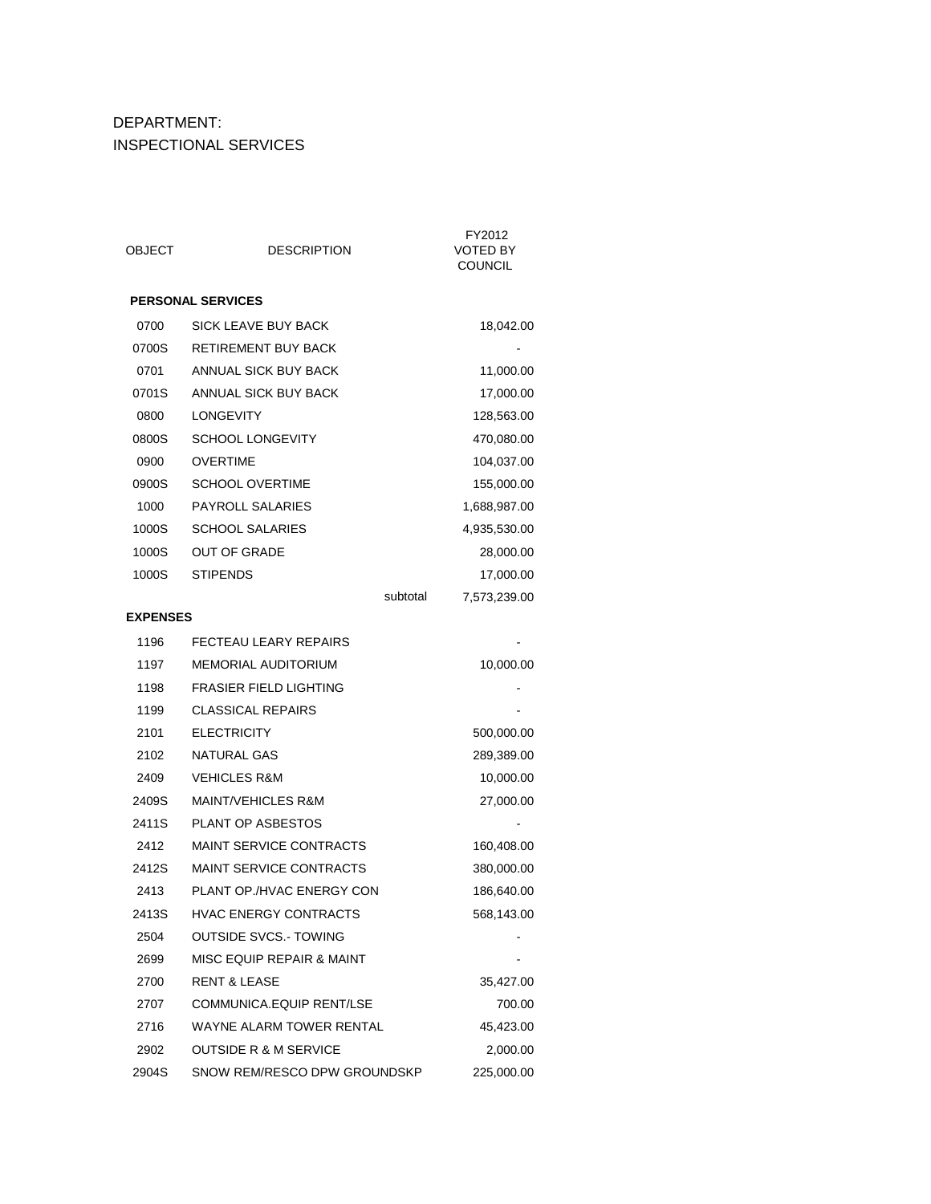DEPARTMENT:
INSPECTIONAL SERVICES

| OBJECT | DESCRIPTION | | FY2012 VOTED BY COUNCIL |
|---|---|---|---|
| **PERSONAL SERVICES** | | | |
| 0700 | SICK LEAVE BUY BACK | | 18,042.00 |
| 0700S | RETIREMENT BUY BACK | | - |
| 0701 | ANNUAL SICK BUY BACK | | 11,000.00 |
| 0701S | ANNUAL SICK BUY BACK | | 17,000.00 |
| 0800 | LONGEVITY | | 128,563.00 |
| 0800S | SCHOOL LONGEVITY | | 470,080.00 |
| 0900 | OVERTIME | | 104,037.00 |
| 0900S | SCHOOL OVERTIME | | 155,000.00 |
| 1000 | PAYROLL SALARIES | | 1,688,987.00 |
| 1000S | SCHOOL SALARIES | | 4,935,530.00 |
| 1000S | OUT OF GRADE | | 28,000.00 |
| 1000S | STIPENDS | | 17,000.00 |
| | | subtotal | 7,573,239.00 |
| **EXPENSES** | | | |
| 1196 | FECTEAU LEARY REPAIRS | | - |
| 1197 | MEMORIAL AUDITORIUM | | 10,000.00 |
| 1198 | FRASIER FIELD LIGHTING | | - |
| 1199 | CLASSICAL REPAIRS | | - |
| 2101 | ELECTRICITY | | 500,000.00 |
| 2102 | NATURAL GAS | | 289,389.00 |
| 2409 | VEHICLES R&M | | 10,000.00 |
| 2409S | MAINT/VEHICLES R&M | | 27,000.00 |
| 2411S | PLANT OP ASBESTOS | | - |
| 2412 | MAINT SERVICE CONTRACTS | | 160,408.00 |
| 2412S | MAINT SERVICE CONTRACTS | | 380,000.00 |
| 2413 | PLANT OP./HVAC ENERGY CON | | 186,640.00 |
| 2413S | HVAC ENERGY CONTRACTS | | 568,143.00 |
| 2504 | OUTSIDE SVCS.- TOWING | | - |
| 2699 | MISC EQUIP REPAIR & MAINT | | - |
| 2700 | RENT & LEASE | | 35,427.00 |
| 2707 | COMMUNICA.EQUIP RENT/LSE | | 700.00 |
| 2716 | WAYNE ALARM TOWER RENTAL | | 45,423.00 |
| 2902 | OUTSIDE R & M SERVICE | | 2,000.00 |
| 2904S | SNOW REM/RESCO DPW GROUNDSKP | | 225,000.00 |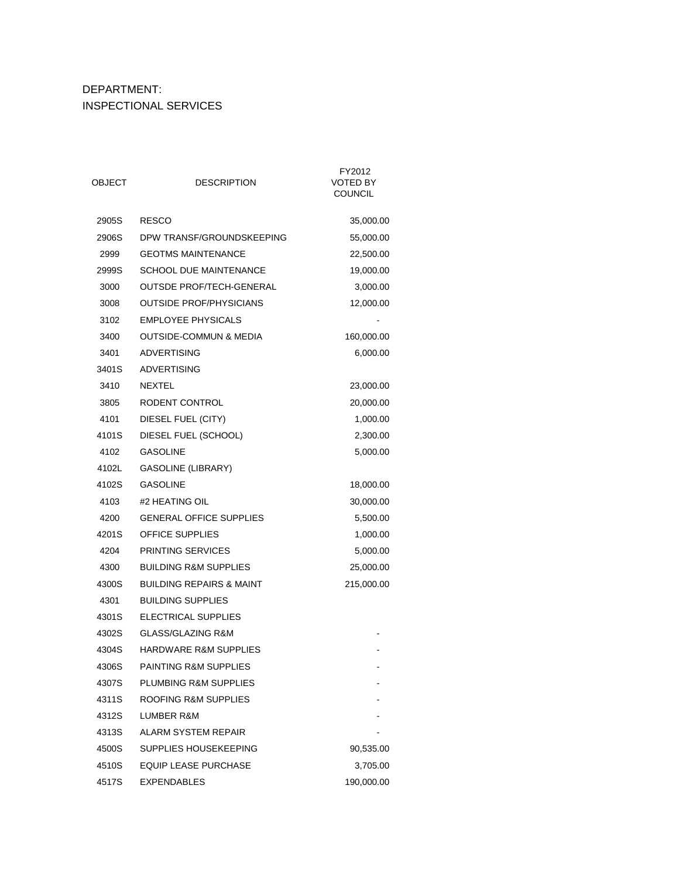DEPARTMENT:
INSPECTIONAL SERVICES

| OBJECT | DESCRIPTION | FY2012 VOTED BY COUNCIL |
|---|---|---|
| 2905S | RESCO | 35,000.00 |
| 2906S | DPW TRANSF/GROUNDSKEEPING | 55,000.00 |
| 2999 | GEOTMS MAINTENANCE | 22,500.00 |
| 2999S | SCHOOL DUE MAINTENANCE | 19,000.00 |
| 3000 | OUTSDE PROF/TECH-GENERAL | 3,000.00 |
| 3008 | OUTSIDE PROF/PHYSICIANS | 12,000.00 |
| 3102 | EMPLOYEE PHYSICALS | - |
| 3400 | OUTSIDE-COMMUN & MEDIA | 160,000.00 |
| 3401 | ADVERTISING | 6,000.00 |
| 3401S | ADVERTISING | |
| 3410 | NEXTEL | 23,000.00 |
| 3805 | RODENT CONTROL | 20,000.00 |
| 4101 | DIESEL FUEL (CITY) | 1,000.00 |
| 4101S | DIESEL FUEL (SCHOOL) | 2,300.00 |
| 4102 | GASOLINE | 5,000.00 |
| 4102L | GASOLINE (LIBRARY) | |
| 4102S | GASOLINE | 18,000.00 |
| 4103 | #2 HEATING OIL | 30,000.00 |
| 4200 | GENERAL OFFICE SUPPLIES | 5,500.00 |
| 4201S | OFFICE SUPPLIES | 1,000.00 |
| 4204 | PRINTING SERVICES | 5,000.00 |
| 4300 | BUILDING R&M SUPPLIES | 25,000.00 |
| 4300S | BUILDING REPAIRS & MAINT | 215,000.00 |
| 4301 | BUILDING SUPPLIES | |
| 4301S | ELECTRICAL SUPPLIES | |
| 4302S | GLASS/GLAZING R&M | - |
| 4304S | HARDWARE R&M SUPPLIES | - |
| 4306S | PAINTING R&M SUPPLIES | - |
| 4307S | PLUMBING R&M SUPPLIES | - |
| 4311S | ROOFING R&M SUPPLIES | - |
| 4312S | LUMBER R&M | - |
| 4313S | ALARM SYSTEM REPAIR | - |
| 4500S | SUPPLIES HOUSEKEEPING | 90,535.00 |
| 4510S | EQUIP LEASE PURCHASE | 3,705.00 |
| 4517S | EXPENDABLES | 190,000.00 |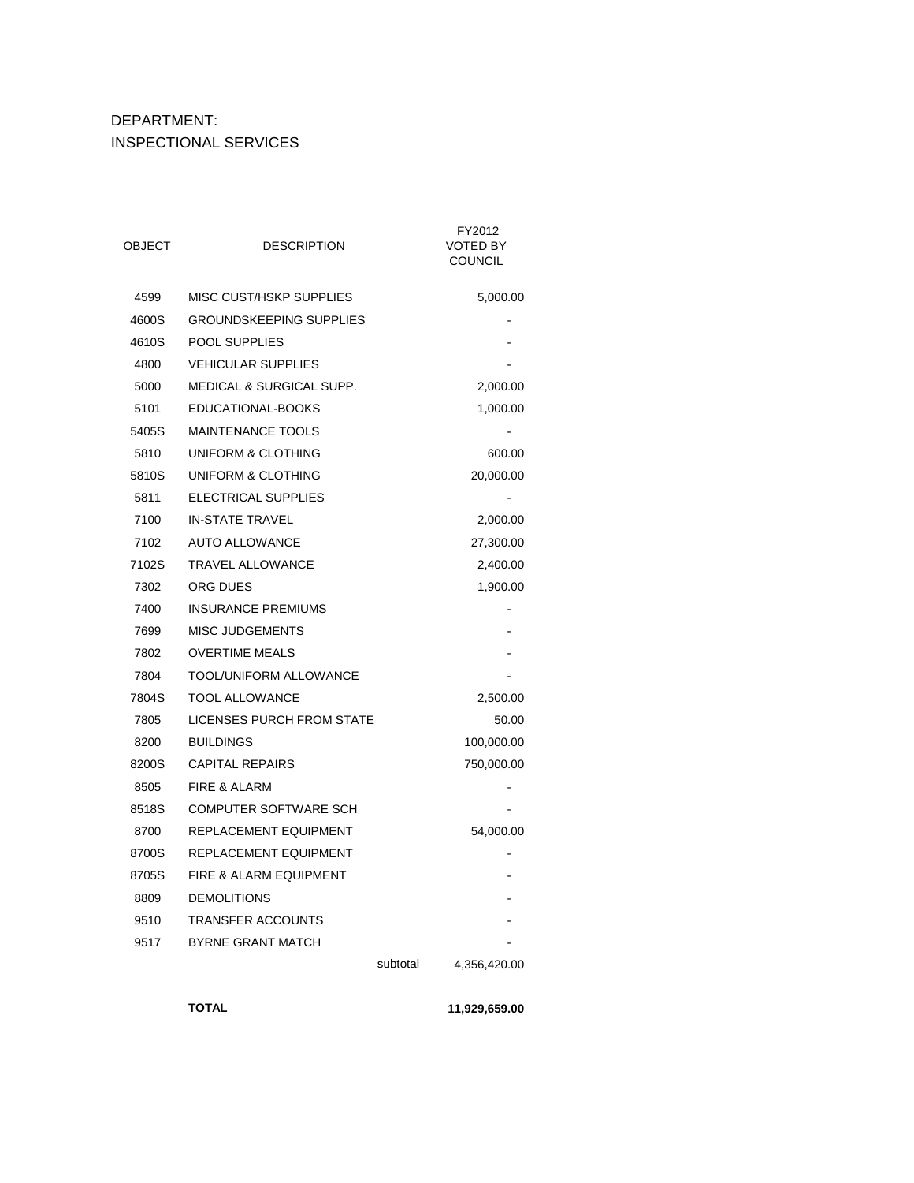DEPARTMENT:
INSPECTIONAL SERVICES

| OBJECT | DESCRIPTION | | FY2012 VOTED BY COUNCIL |
|---|---|---|---|
| 4599 | MISC CUST/HSKP SUPPLIES | | 5,000.00 |
| 4600S | GROUNDSKEEPING SUPPLIES | | - |
| 4610S | POOL SUPPLIES | | - |
| 4800 | VEHICULAR SUPPLIES | | - |
| 5000 | MEDICAL & SURGICAL SUPP. | | 2,000.00 |
| 5101 | EDUCATIONAL-BOOKS | | 1,000.00 |
| 5405S | MAINTENANCE TOOLS | | - |
| 5810 | UNIFORM & CLOTHING | | 600.00 |
| 5810S | UNIFORM & CLOTHING | | 20,000.00 |
| 5811 | ELECTRICAL SUPPLIES | | - |
| 7100 | IN-STATE TRAVEL | | 2,000.00 |
| 7102 | AUTO ALLOWANCE | | 27,300.00 |
| 7102S | TRAVEL ALLOWANCE | | 2,400.00 |
| 7302 | ORG DUES | | 1,900.00 |
| 7400 | INSURANCE PREMIUMS | | - |
| 7699 | MISC JUDGEMENTS | | - |
| 7802 | OVERTIME MEALS | | - |
| 7804 | TOOL/UNIFORM ALLOWANCE | | - |
| 7804S | TOOL ALLOWANCE | | 2,500.00 |
| 7805 | LICENSES PURCH FROM STATE | | 50.00 |
| 8200 | BUILDINGS | | 100,000.00 |
| 8200S | CAPITAL REPAIRS | | 750,000.00 |
| 8505 | FIRE & ALARM | | - |
| 8518S | COMPUTER SOFTWARE SCH | | - |
| 8700 | REPLACEMENT EQUIPMENT | | 54,000.00 |
| 8700S | REPLACEMENT EQUIPMENT | | - |
| 8705S | FIRE & ALARM EQUIPMENT | | - |
| 8809 | DEMOLITIONS | | - |
| 9510 | TRANSFER ACCOUNTS | | - |
| 9517 | BYRNE GRANT MATCH | | - |
| | | subtotal | 4,356,420.00 |
| | **TOTAL** | | **11,929,659.00** |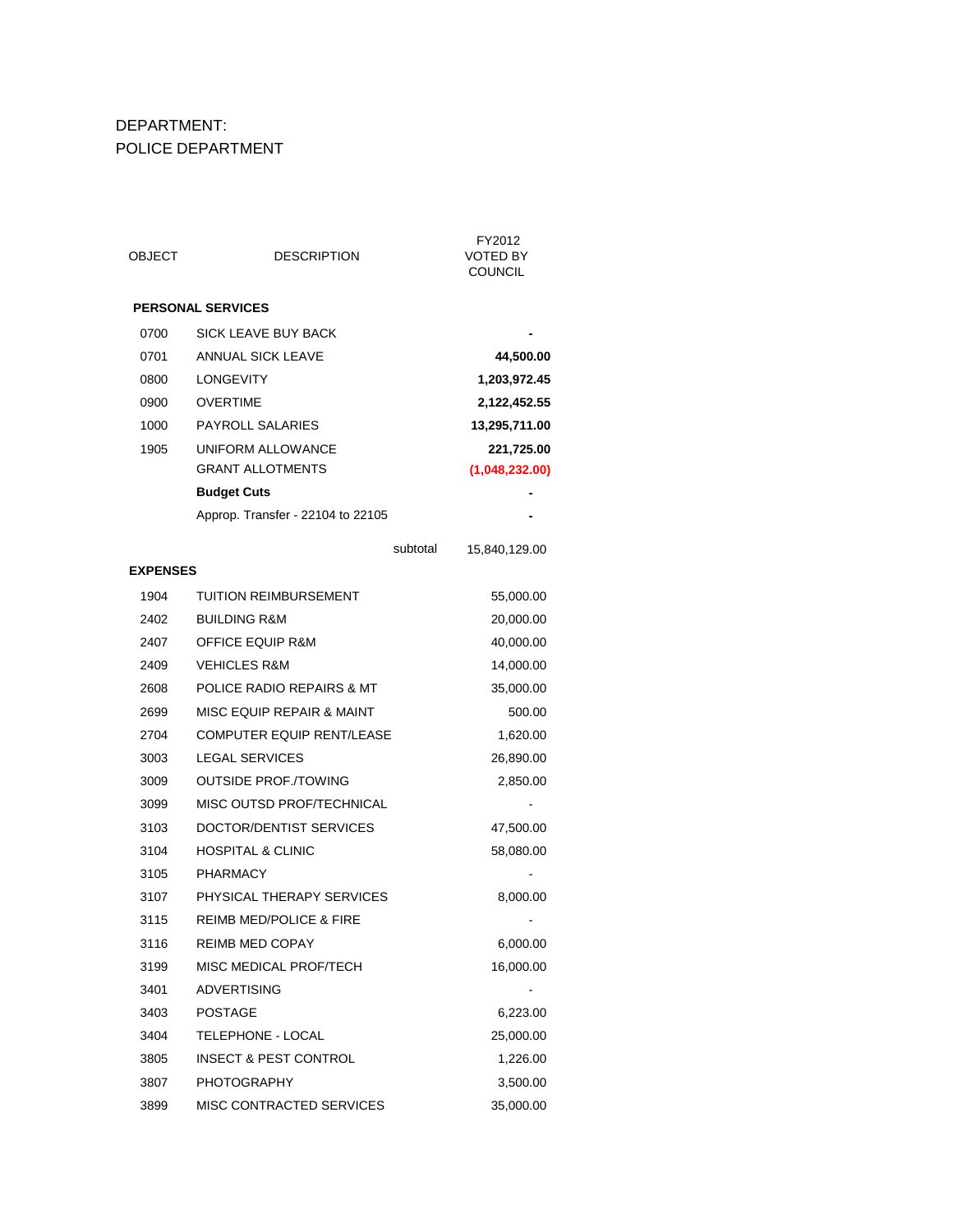DEPARTMENT:
POLICE DEPARTMENT

| OBJECT | DESCRIPTION | | FY2012 VOTED BY COUNCIL |
|---|---|---|---|
| **PERSONAL SERVICES** | | | |
| 0700 | SICK LEAVE BUY BACK | | - |
| 0701 | ANNUAL SICK LEAVE | | **44,500.00** |
| 0800 | LONGEVITY | | **1,203,972.45** |
| 0900 | OVERTIME | | **2,122,452.55** |
| 1000 | PAYROLL SALARIES | | **13,295,711.00** |
| 1905 | UNIFORM ALLOWANCE | | **221,725.00** |
| | GRANT ALLOTMENTS | | **(1,048,232.00)** |
| | **Budget Cuts** | | - |
| | Approp. Transfer - 22104 to 22105 | | - |
| | | subtotal | 15,840,129.00 |
| **EXPENSES** | | | |
| 1904 | TUITION REIMBURSEMENT | | 55,000.00 |
| 2402 | BUILDING R&M | | 20,000.00 |
| 2407 | OFFICE EQUIP R&M | | 40,000.00 |
| 2409 | VEHICLES R&M | | 14,000.00 |
| 2608 | POLICE RADIO REPAIRS & MT | | 35,000.00 |
| 2699 | MISC EQUIP REPAIR & MAINT | | 500.00 |
| 2704 | COMPUTER EQUIP RENT/LEASE | | 1,620.00 |
| 3003 | LEGAL SERVICES | | 26,890.00 |
| 3009 | OUTSIDE PROF./TOWING | | 2,850.00 |
| 3099 | MISC OUTSD PROF/TECHNICAL | | - |
| 3103 | DOCTOR/DENTIST SERVICES | | 47,500.00 |
| 3104 | HOSPITAL & CLINIC | | 58,080.00 |
| 3105 | PHARMACY | | - |
| 3107 | PHYSICAL THERAPY SERVICES | | 8,000.00 |
| 3115 | REIMB MED/POLICE & FIRE | | - |
| 3116 | REIMB MED COPAY | | 6,000.00 |
| 3199 | MISC MEDICAL PROF/TECH | | 16,000.00 |
| 3401 | ADVERTISING | | - |
| 3403 | POSTAGE | | 6,223.00 |
| 3404 | TELEPHONE - LOCAL | | 25,000.00 |
| 3805 | INSECT & PEST CONTROL | | 1,226.00 |
| 3807 | PHOTOGRAPHY | | 3,500.00 |
| 3899 | MISC CONTRACTED SERVICES | | 35,000.00 |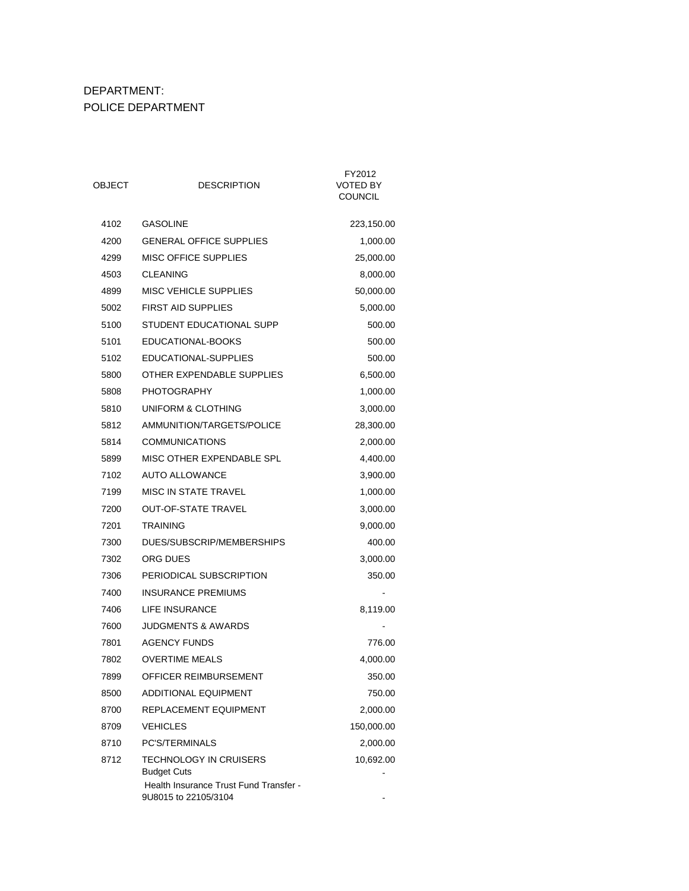DEPARTMENT:
POLICE DEPARTMENT

| OBJECT | DESCRIPTION | FY2012 VOTED BY COUNCIL |
|---|---|---|
| 4102 | GASOLINE | 223,150.00 |
| 4200 | GENERAL OFFICE SUPPLIES | 1,000.00 |
| 4299 | MISC OFFICE SUPPLIES | 25,000.00 |
| 4503 | CLEANING | 8,000.00 |
| 4899 | MISC VEHICLE SUPPLIES | 50,000.00 |
| 5002 | FIRST AID SUPPLIES | 5,000.00 |
| 5100 | STUDENT EDUCATIONAL SUPP | 500.00 |
| 5101 | EDUCATIONAL-BOOKS | 500.00 |
| 5102 | EDUCATIONAL-SUPPLIES | 500.00 |
| 5800 | OTHER EXPENDABLE SUPPLIES | 6,500.00 |
| 5808 | PHOTOGRAPHY | 1,000.00 |
| 5810 | UNIFORM & CLOTHING | 3,000.00 |
| 5812 | AMMUNITION/TARGETS/POLICE | 28,300.00 |
| 5814 | COMMUNICATIONS | 2,000.00 |
| 5899 | MISC OTHER EXPENDABLE SPL | 4,400.00 |
| 7102 | AUTO ALLOWANCE | 3,900.00 |
| 7199 | MISC IN STATE TRAVEL | 1,000.00 |
| 7200 | OUT-OF-STATE TRAVEL | 3,000.00 |
| 7201 | TRAINING | 9,000.00 |
| 7300 | DUES/SUBSCRIP/MEMBERSHIPS | 400.00 |
| 7302 | ORG DUES | 3,000.00 |
| 7306 | PERIODICAL SUBSCRIPTION | 350.00 |
| 7400 | INSURANCE PREMIUMS | - |
| 7406 | LIFE INSURANCE | 8,119.00 |
| 7600 | JUDGMENTS & AWARDS | - |
| 7801 | AGENCY FUNDS | 776.00 |
| 7802 | OVERTIME MEALS | 4,000.00 |
| 7899 | OFFICER REIMBURSEMENT | 350.00 |
| 8500 | ADDITIONAL EQUIPMENT | 750.00 |
| 8700 | REPLACEMENT EQUIPMENT | 2,000.00 |
| 8709 | VEHICLES | 150,000.00 |
| 8710 | PC'S/TERMINALS | 2,000.00 |
| 8712 | TECHNOLOGY IN CRUISERS | 10,692.00 |
| | Budget Cuts | - |
| | Health Insurance Trust Fund Transfer - 9U8015 to 22105/3104 | - |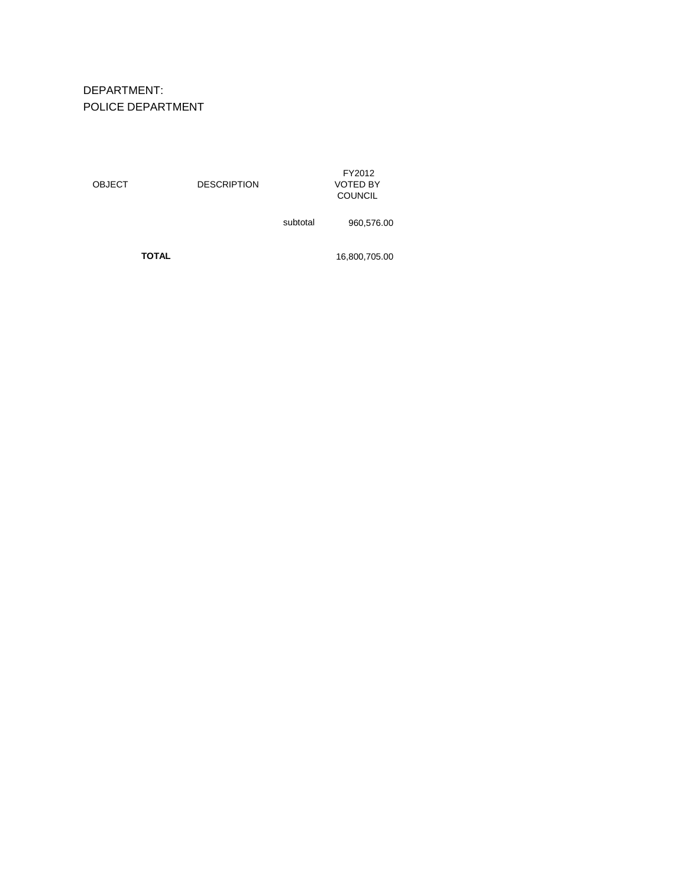DEPARTMENT:
POLICE DEPARTMENT

| OBJECT | DESCRIPTION | | FY2012 VOTED BY COUNCIL |
|---|---|---|---|
| | | subtotal | 960,576.00 |
| **TOTAL** | | | 16,800,705.00 |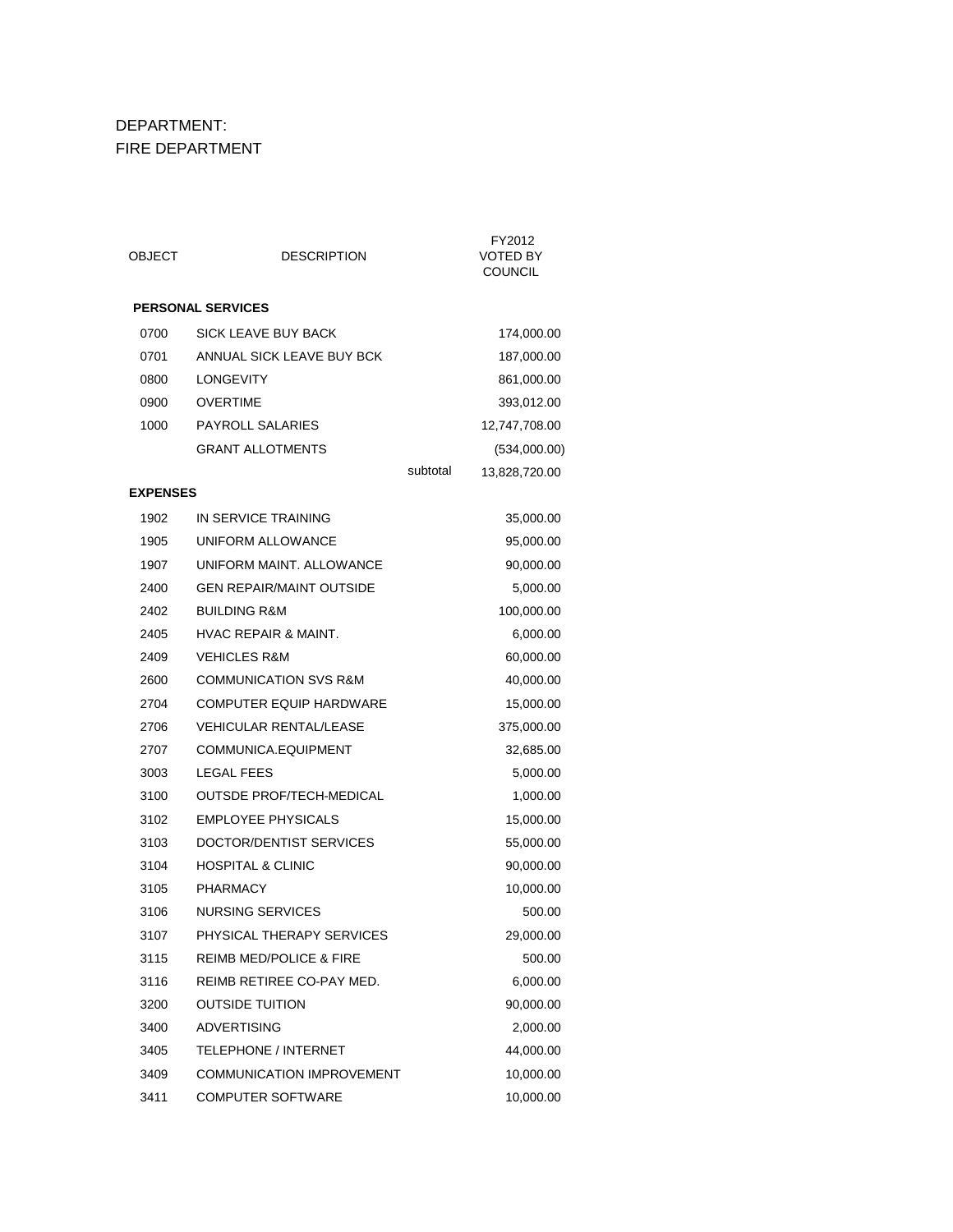DEPARTMENT:
FIRE DEPARTMENT

| OBJECT | DESCRIPTION | | FY2012 VOTED BY COUNCIL |
|---|---|---|---|
| **PERSONAL SERVICES** | | | |
| 0700 | SICK LEAVE BUY BACK | | 174,000.00 |
| 0701 | ANNUAL SICK LEAVE BUY BCK | | 187,000.00 |
| 0800 | LONGEVITY | | 861,000.00 |
| 0900 | OVERTIME | | 393,012.00 |
| 1000 | PAYROLL SALARIES | | 12,747,708.00 |
| | GRANT ALLOTMENTS | | (534,000.00) |
| | | subtotal | 13,828,720.00 |
| **EXPENSES** | | | |
| 1902 | IN SERVICE TRAINING | | 35,000.00 |
| 1905 | UNIFORM ALLOWANCE | | 95,000.00 |
| 1907 | UNIFORM MAINT. ALLOWANCE | | 90,000.00 |
| 2400 | GEN REPAIR/MAINT OUTSIDE | | 5,000.00 |
| 2402 | BUILDING R&M | | 100,000.00 |
| 2405 | HVAC REPAIR & MAINT. | | 6,000.00 |
| 2409 | VEHICLES R&M | | 60,000.00 |
| 2600 | COMMUNICATION SVS R&M | | 40,000.00 |
| 2704 | COMPUTER EQUIP HARDWARE | | 15,000.00 |
| 2706 | VEHICULAR RENTAL/LEASE | | 375,000.00 |
| 2707 | COMMUNICA.EQUIPMENT | | 32,685.00 |
| 3003 | LEGAL FEES | | 5,000.00 |
| 3100 | OUTSDE PROF/TECH-MEDICAL | | 1,000.00 |
| 3102 | EMPLOYEE PHYSICALS | | 15,000.00 |
| 3103 | DOCTOR/DENTIST SERVICES | | 55,000.00 |
| 3104 | HOSPITAL & CLINIC | | 90,000.00 |
| 3105 | PHARMACY | | 10,000.00 |
| 3106 | NURSING SERVICES | | 500.00 |
| 3107 | PHYSICAL THERAPY SERVICES | | 29,000.00 |
| 3115 | REIMB MED/POLICE & FIRE | | 500.00 |
| 3116 | REIMB RETIREE CO-PAY MED. | | 6,000.00 |
| 3200 | OUTSIDE TUITION | | 90,000.00 |
| 3400 | ADVERTISING | | 2,000.00 |
| 3405 | TELEPHONE / INTERNET | | 44,000.00 |
| 3409 | COMMUNICATION IMPROVEMENT | | 10,000.00 |
| 3411 | COMPUTER SOFTWARE | | 10,000.00 |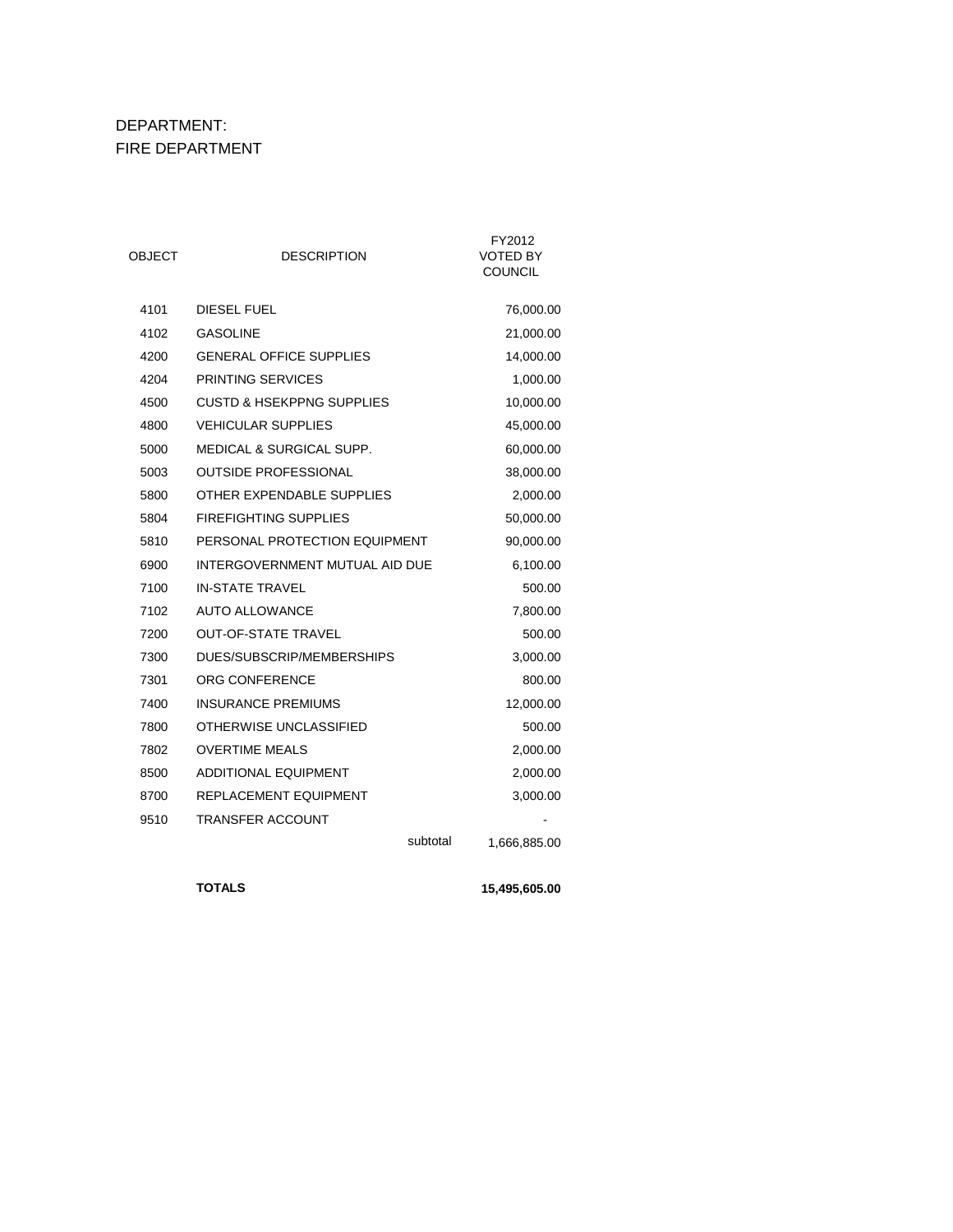DEPARTMENT:
FIRE DEPARTMENT

| OBJECT | DESCRIPTION | | FY2012 VOTED BY COUNCIL |
|---|---|---|---|
| 4101 | DIESEL FUEL | | 76,000.00 |
| 4102 | GASOLINE | | 21,000.00 |
| 4200 | GENERAL OFFICE SUPPLIES | | 14,000.00 |
| 4204 | PRINTING SERVICES | | 1,000.00 |
| 4500 | CUSTD & HSEKPPNG SUPPLIES | | 10,000.00 |
| 4800 | VEHICULAR SUPPLIES | | 45,000.00 |
| 5000 | MEDICAL & SURGICAL SUPP. | | 60,000.00 |
| 5003 | OUTSIDE PROFESSIONAL | | 38,000.00 |
| 5800 | OTHER EXPENDABLE SUPPLIES | | 2,000.00 |
| 5804 | FIREFIGHTING SUPPLIES | | 50,000.00 |
| 5810 | PERSONAL PROTECTION EQUIPMENT | | 90,000.00 |
| 6900 | INTERGOVERNMENT MUTUAL AID DUE | | 6,100.00 |
| 7100 | IN-STATE TRAVEL | | 500.00 |
| 7102 | AUTO ALLOWANCE | | 7,800.00 |
| 7200 | OUT-OF-STATE TRAVEL | | 500.00 |
| 7300 | DUES/SUBSCRIP/MEMBERSHIPS | | 3,000.00 |
| 7301 | ORG CONFERENCE | | 800.00 |
| 7400 | INSURANCE PREMIUMS | | 12,000.00 |
| 7800 | OTHERWISE UNCLASSIFIED | | 500.00 |
| 7802 | OVERTIME MEALS | | 2,000.00 |
| 8500 | ADDITIONAL EQUIPMENT | | 2,000.00 |
| 8700 | REPLACEMENT EQUIPMENT | | 3,000.00 |
| 9510 | TRANSFER ACCOUNT | | - |
| | | subtotal | 1,666,885.00 |
| | **TOTALS** | | **15,495,605.00** |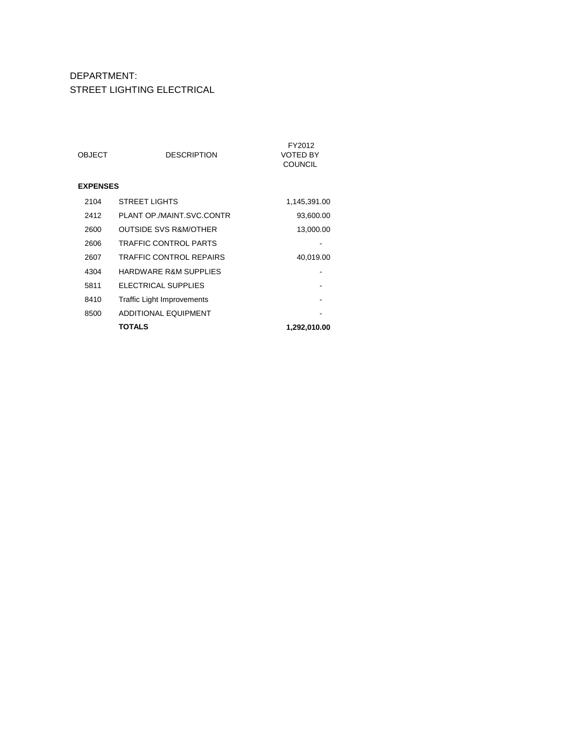DEPARTMENT:
STREET LIGHTING ELECTRICAL

| OBJECT | DESCRIPTION | FY2012 VOTED BY COUNCIL |
|---|---|---|
| **EXPENSES** | | |
| 2104 | STREET LIGHTS | 1,145,391.00 |
| 2412 | PLANT OP./MAINT.SVC.CONTR | 93,600.00 |
| 2600 | OUTSIDE SVS R&M/OTHER | 13,000.00 |
| 2606 | TRAFFIC CONTROL PARTS | - |
| 2607 | TRAFFIC CONTROL REPAIRS | 40,019.00 |
| 4304 | HARDWARE R&M SUPPLIES | - |
| 5811 | ELECTRICAL SUPPLIES | - |
| 8410 | Traffic Light Improvements | - |
| 8500 | ADDITIONAL EQUIPMENT | - |
| | **TOTALS** | **1,292,010.00** |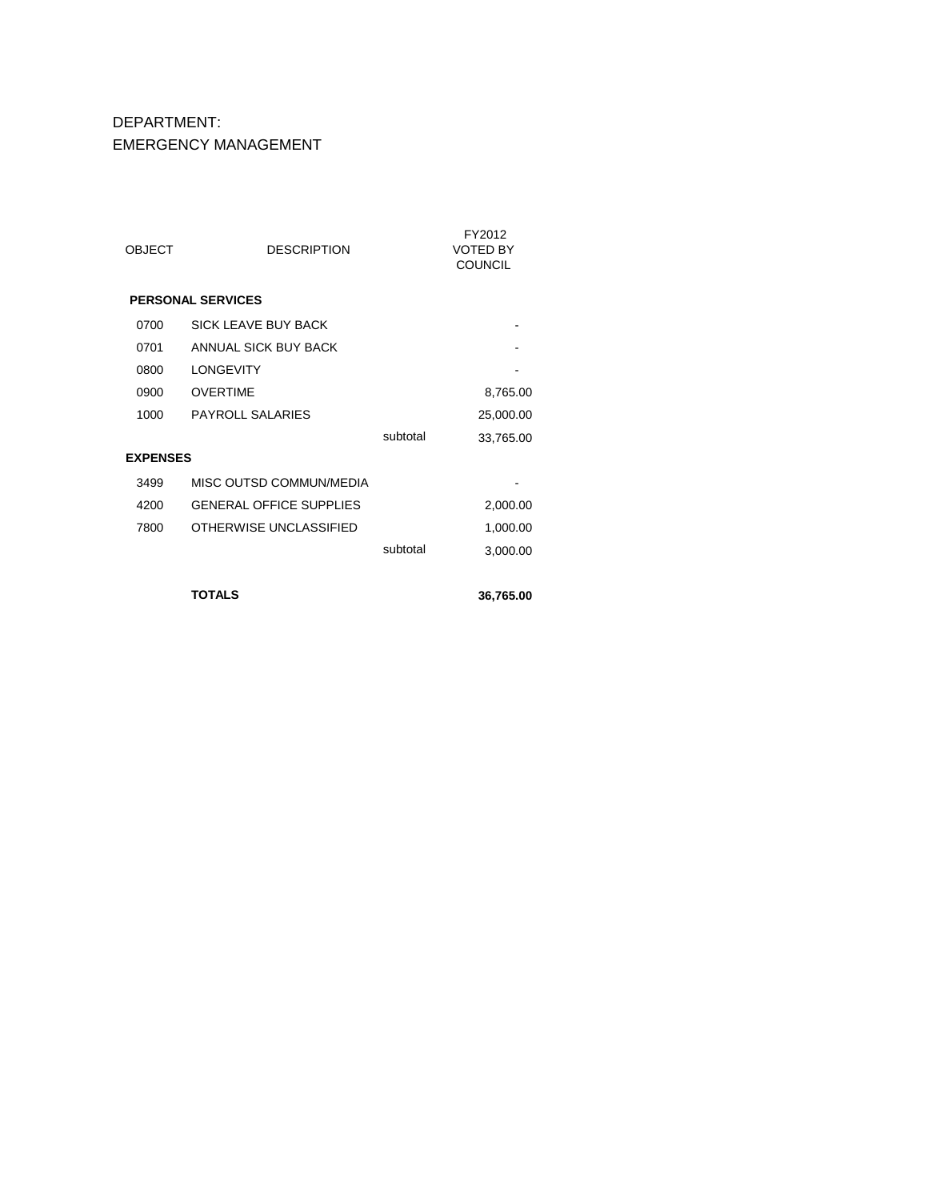DEPARTMENT:
EMERGENCY MANAGEMENT

| OBJECT | DESCRIPTION | | FY2012 VOTED BY COUNCIL |
|---|---|---|---|
| **PERSONAL SERVICES** | | | |
| 0700 | SICK LEAVE BUY BACK | | - |
| 0701 | ANNUAL SICK BUY BACK | | - |
| 0800 | LONGEVITY | | - |
| 0900 | OVERTIME | | 8,765.00 |
| 1000 | PAYROLL SALARIES | | 25,000.00 |
| | | subtotal | 33,765.00 |
| **EXPENSES** | | | |
| 3499 | MISC OUTSD COMMUN/MEDIA | | - |
| 4200 | GENERAL OFFICE SUPPLIES | | 2,000.00 |
| 7800 | OTHERWISE UNCLASSIFIED | | 1,000.00 |
| | | subtotal | 3,000.00 |
| | **TOTALS** | | **36,765.00** |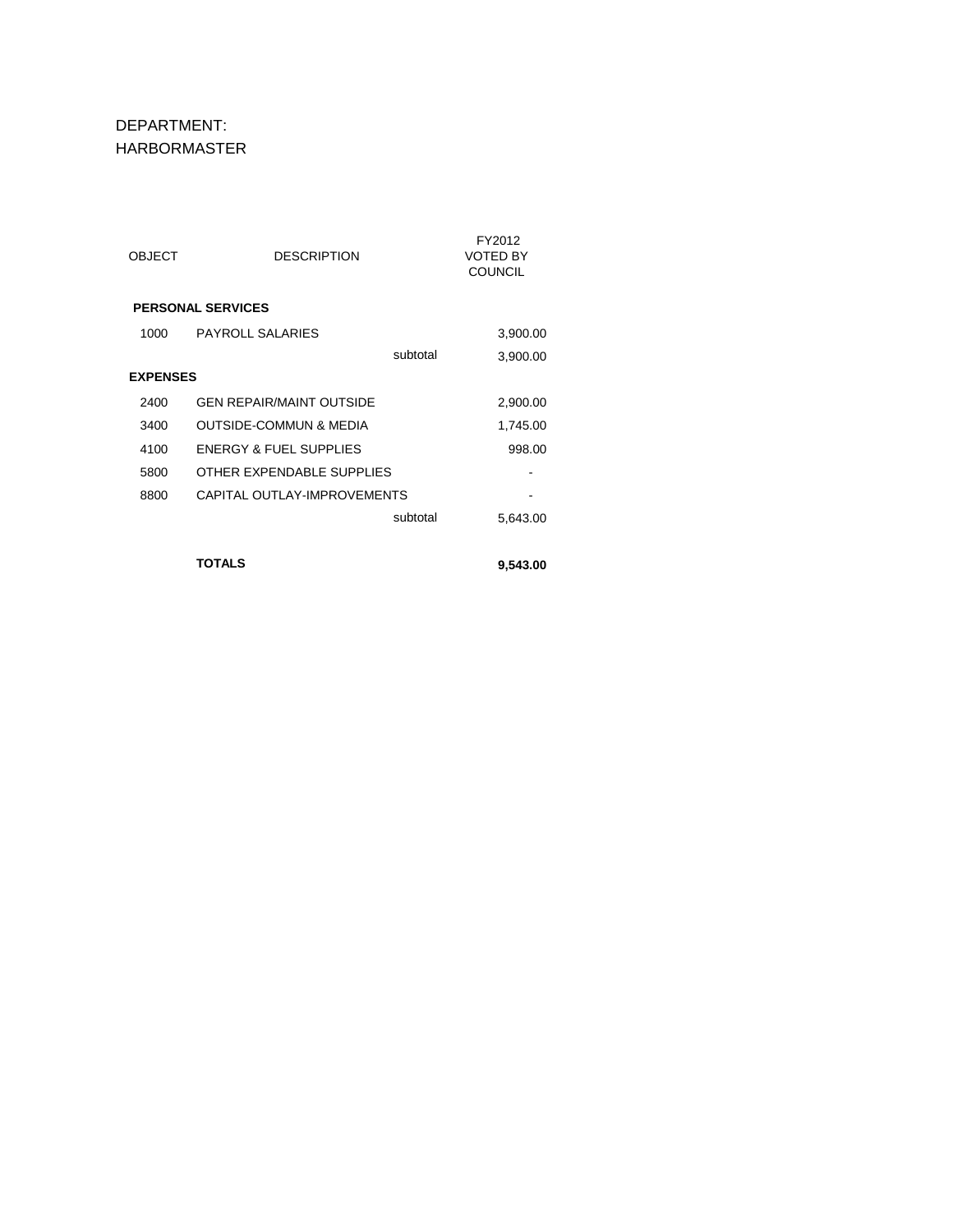DEPARTMENT:
HARBORMASTER

| OBJECT | DESCRIPTION | | FY2012 VOTED BY COUNCIL |
|---|---|---|---|
| **PERSONAL SERVICES** | | | |
| 1000 | PAYROLL SALARIES | | 3,900.00 |
| | | subtotal | 3,900.00 |
| **EXPENSES** | | | |
| 2400 | GEN REPAIR/MAINT OUTSIDE | | 2,900.00 |
| 3400 | OUTSIDE-COMMUN & MEDIA | | 1,745.00 |
| 4100 | ENERGY & FUEL SUPPLIES | | 998.00 |
| 5800 | OTHER EXPENDABLE SUPPLIES | | - |
| 8800 | CAPITAL OUTLAY-IMPROVEMENTS | | - |
| | | subtotal | 5,643.00 |
| | **TOTALS** | | **9,543.00** |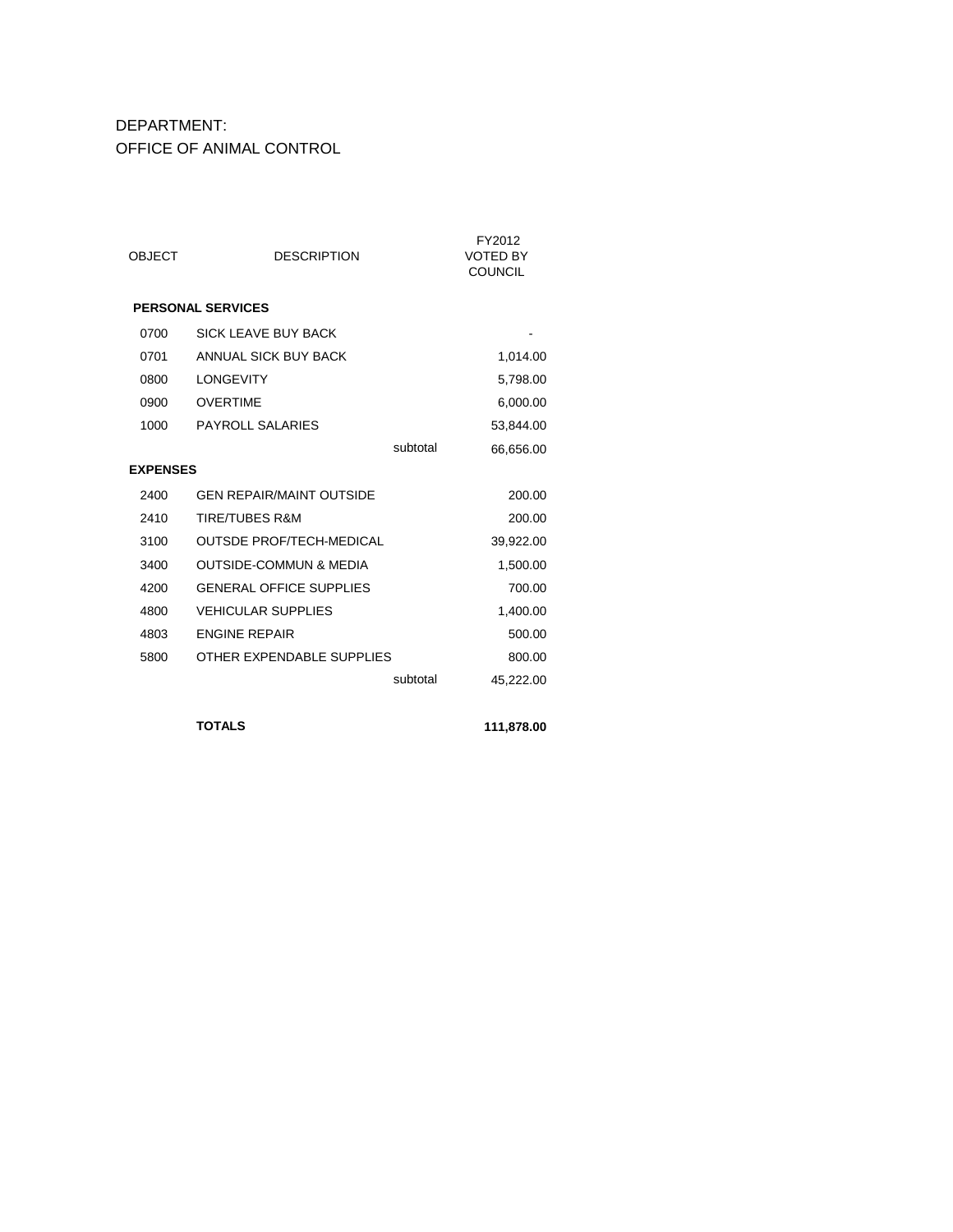DEPARTMENT:
OFFICE OF ANIMAL CONTROL

| OBJECT | DESCRIPTION | | FY2012 VOTED BY COUNCIL |
|---|---|---|---|
| **PERSONAL SERVICES** | | | |
| 0700 | SICK LEAVE BUY BACK | | - |
| 0701 | ANNUAL SICK BUY BACK | | 1,014.00 |
| 0800 | LONGEVITY | | 5,798.00 |
| 0900 | OVERTIME | | 6,000.00 |
| 1000 | PAYROLL SALARIES | | 53,844.00 |
| | | subtotal | 66,656.00 |
| **EXPENSES** | | | |
| 2400 | GEN REPAIR/MAINT OUTSIDE | | 200.00 |
| 2410 | TIRE/TUBES R&M | | 200.00 |
| 3100 | OUTSDE PROF/TECH-MEDICAL | | 39,922.00 |
| 3400 | OUTSIDE-COMMUN & MEDIA | | 1,500.00 |
| 4200 | GENERAL OFFICE SUPPLIES | | 700.00 |
| 4800 | VEHICULAR SUPPLIES | | 1,400.00 |
| 4803 | ENGINE REPAIR | | 500.00 |
| 5800 | OTHER EXPENDABLE SUPPLIES | | 800.00 |
| | | subtotal | 45,222.00 |
| | **TOTALS** | | **111,878.00** |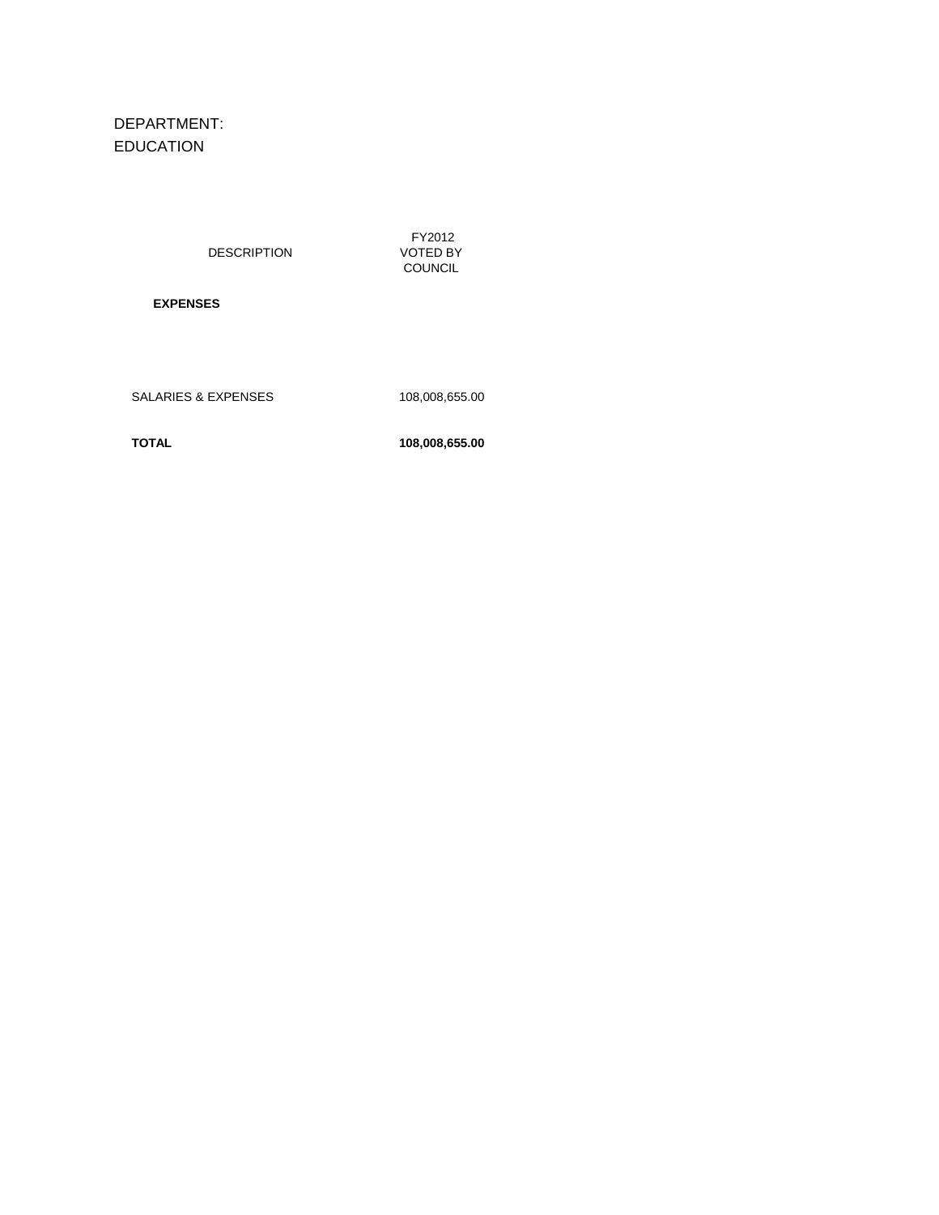DEPARTMENT:
EDUCATION

| DESCRIPTION | FY2012 VOTED BY COUNCIL |
|---|---|
| **EXPENSES** | |
| SALARIES & EXPENSES | 108,008,655.00 |
| **TOTAL** | **108,008,655.00** |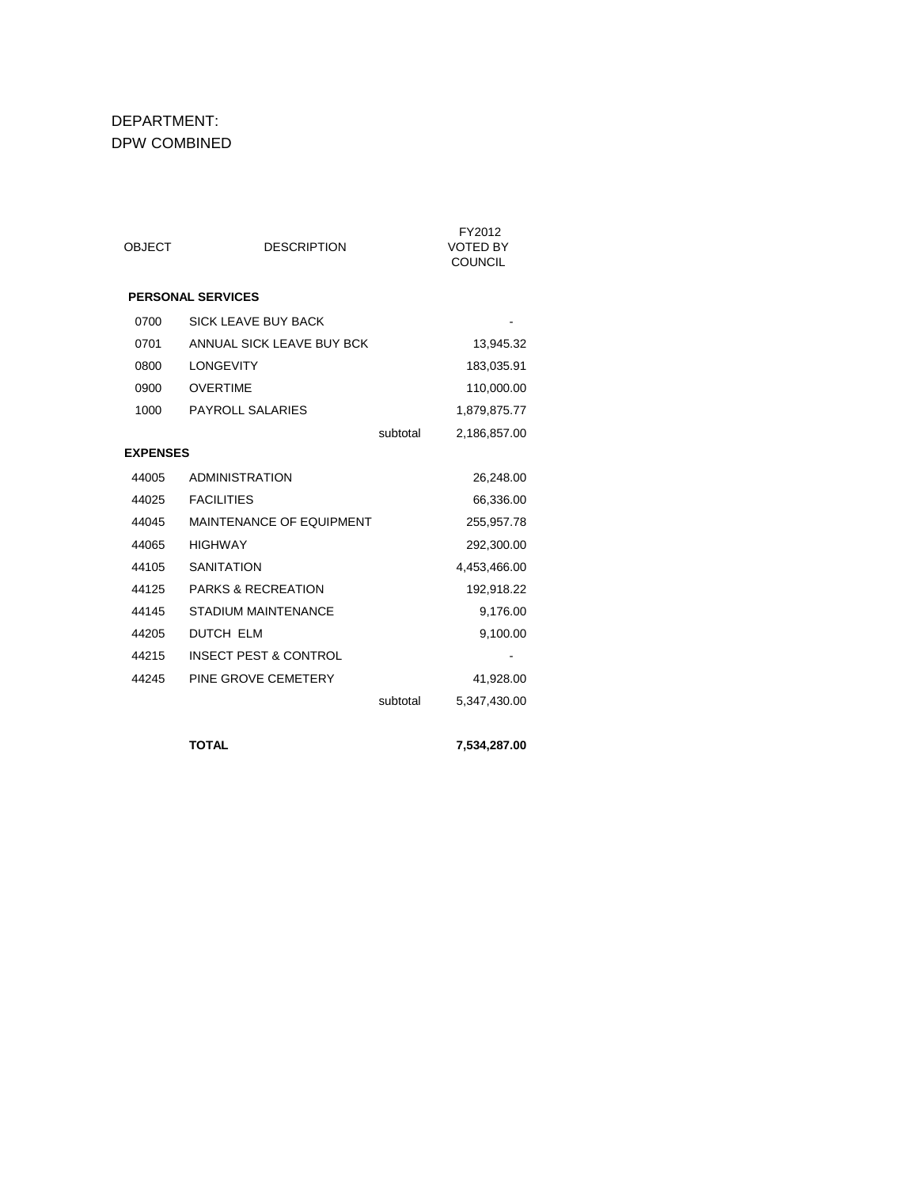DEPARTMENT:
DPW COMBINED

| OBJECT | DESCRIPTION | | FY2012 VOTED BY COUNCIL |
|---|---|---|---|
| **PERSONAL SERVICES** | | | |
| 0700 | SICK LEAVE BUY BACK | | - |
| 0701 | ANNUAL SICK LEAVE BUY BCK | | 13,945.32 |
| 0800 | LONGEVITY | | 183,035.91 |
| 0900 | OVERTIME | | 110,000.00 |
| 1000 | PAYROLL SALARIES | | 1,879,875.77 |
| | | subtotal | 2,186,857.00 |
| **EXPENSES** | | | |
| 44005 | ADMINISTRATION | | 26,248.00 |
| 44025 | FACILITIES | | 66,336.00 |
| 44045 | MAINTENANCE OF EQUIPMENT | | 255,957.78 |
| 44065 | HIGHWAY | | 292,300.00 |
| 44105 | SANITATION | | 4,453,466.00 |
| 44125 | PARKS & RECREATION | | 192,918.22 |
| 44145 | STADIUM MAINTENANCE | | 9,176.00 |
| 44205 | DUTCH ELM | | 9,100.00 |
| 44215 | INSECT PEST & CONTROL | | - |
| 44245 | PINE GROVE CEMETERY | | 41,928.00 |
| | | subtotal | 5,347,430.00 |
| | **TOTAL** | | **7,534,287.00** |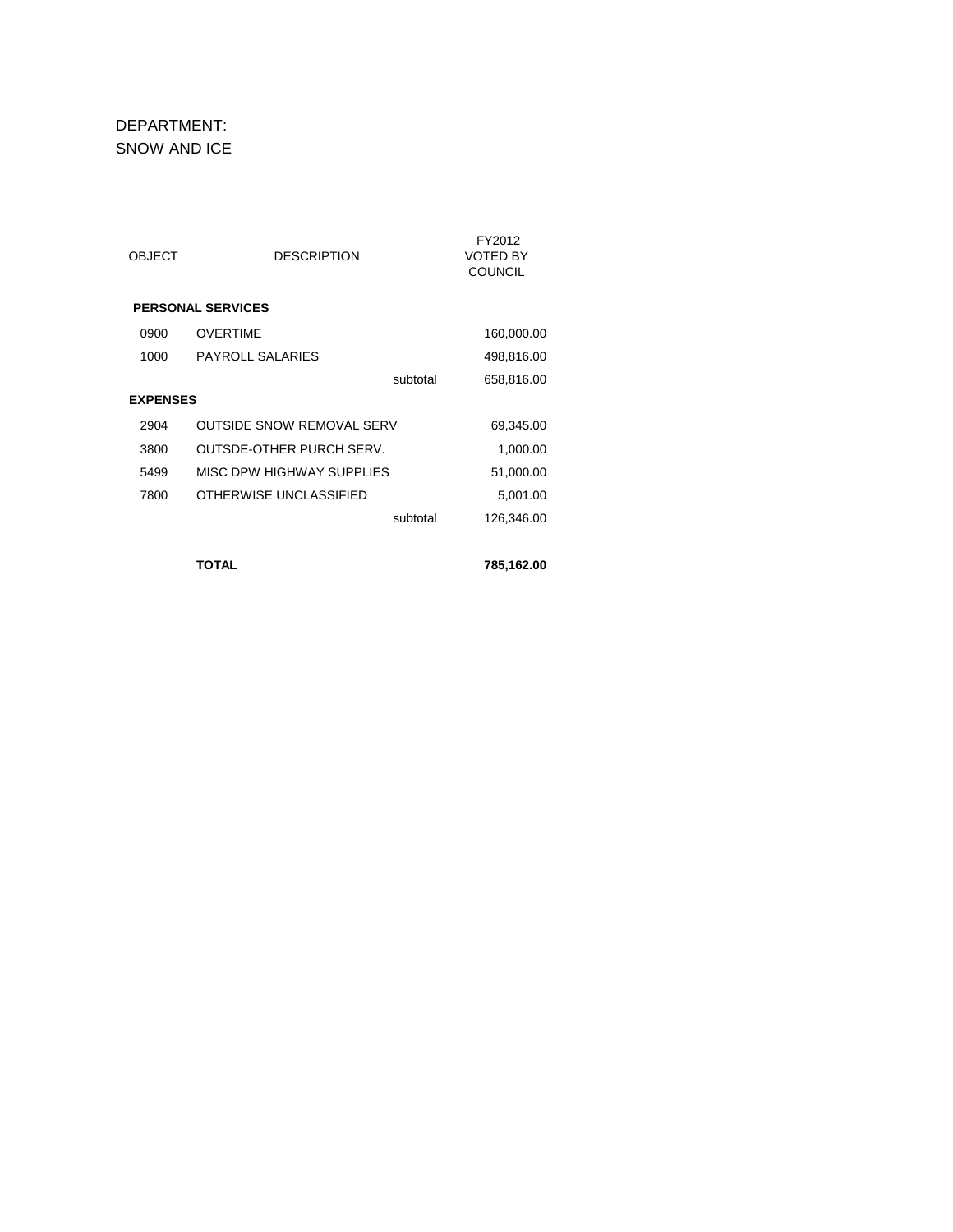DEPARTMENT:
SNOW AND ICE

| OBJECT | DESCRIPTION | | FY2012 VOTED BY COUNCIL |
|---|---|---|---|
| **PERSONAL SERVICES** | | | |
| 0900 | OVERTIME | | 160,000.00 |
| 1000 | PAYROLL SALARIES | | 498,816.00 |
| | | subtotal | 658,816.00 |
| **EXPENSES** | | | |
| 2904 | OUTSIDE SNOW REMOVAL SERV | | 69,345.00 |
| 3800 | OUTSDE-OTHER PURCH SERV. | | 1,000.00 |
| 5499 | MISC DPW HIGHWAY SUPPLIES | | 51,000.00 |
| 7800 | OTHERWISE UNCLASSIFIED | | 5,001.00 |
| | | subtotal | 126,346.00 |
| | **TOTAL** | | **785,162.00** |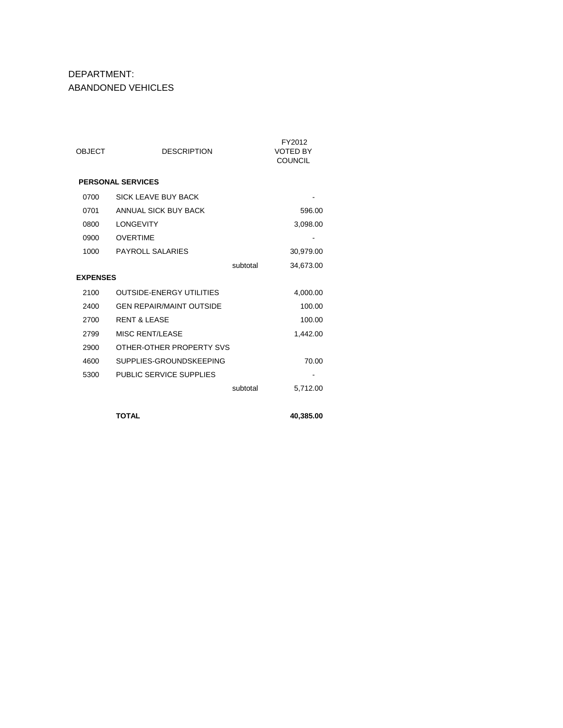DEPARTMENT:
ABANDONED VEHICLES

| OBJECT | DESCRIPTION | | FY2012 VOTED BY COUNCIL |
|---|---|---|---|
| **PERSONAL SERVICES** | | | |
| 0700 | SICK LEAVE BUY BACK | | - |
| 0701 | ANNUAL SICK BUY BACK | | 596.00 |
| 0800 | LONGEVITY | | 3,098.00 |
| 0900 | OVERTIME | | - |
| 1000 | PAYROLL SALARIES | | 30,979.00 |
| | | subtotal | 34,673.00 |
| **EXPENSES** | | | |
| 2100 | OUTSIDE-ENERGY UTILITIES | | 4,000.00 |
| 2400 | GEN REPAIR/MAINT OUTSIDE | | 100.00 |
| 2700 | RENT & LEASE | | 100.00 |
| 2799 | MISC RENT/LEASE | | 1,442.00 |
| 2900 | OTHER-OTHER PROPERTY SVS | | |
| 4600 | SUPPLIES-GROUNDSKEEPING | | 70.00 |
| 5300 | PUBLIC SERVICE SUPPLIES | | - |
| | | subtotal | 5,712.00 |
| | **TOTAL** | | **40,385.00** |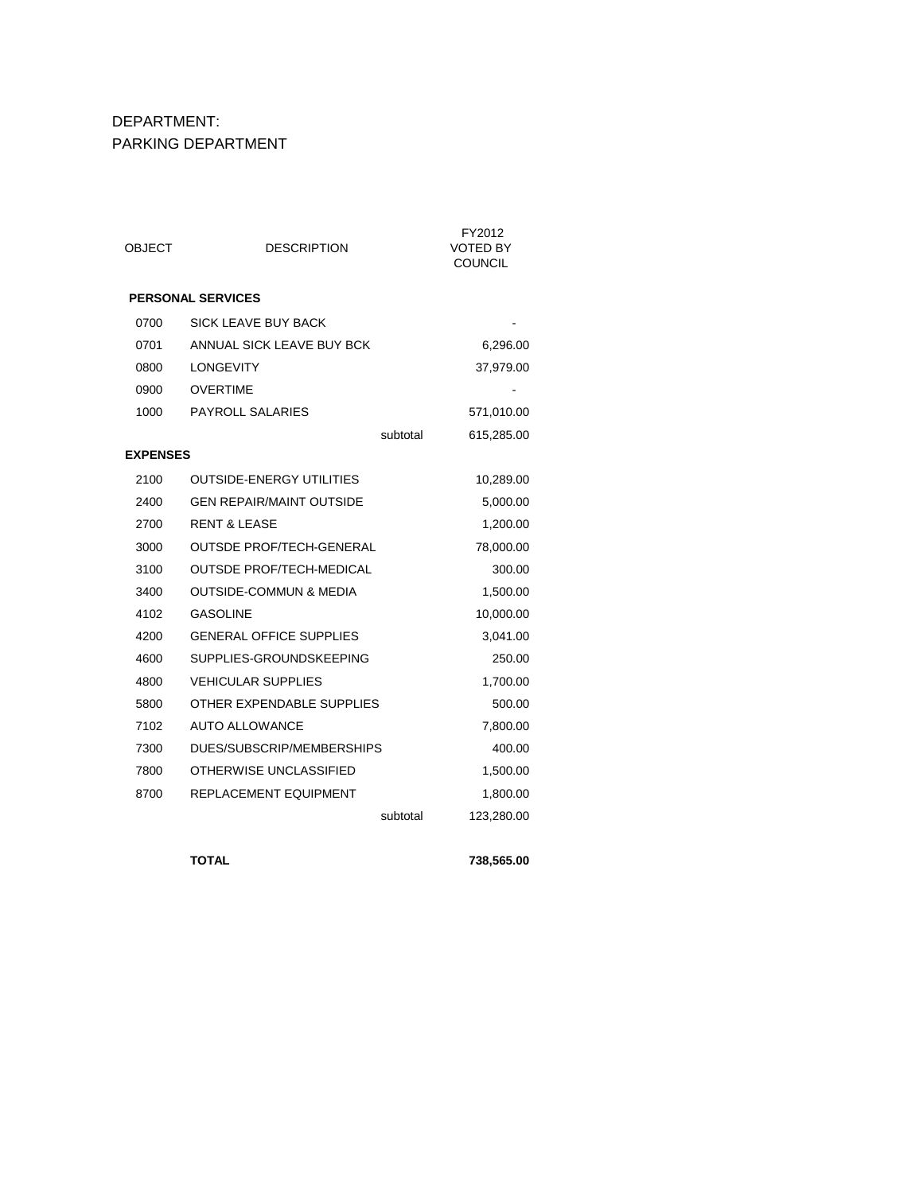DEPARTMENT:
PARKING DEPARTMENT

| OBJECT | DESCRIPTION | | FY2012 VOTED BY COUNCIL |
|---|---|---|---|
| **PERSONAL SERVICES** | | | |
| 0700 | SICK LEAVE BUY BACK | | - |
| 0701 | ANNUAL SICK LEAVE BUY BCK | | 6,296.00 |
| 0800 | LONGEVITY | | 37,979.00 |
| 0900 | OVERTIME | | - |
| 1000 | PAYROLL SALARIES | | 571,010.00 |
| | | subtotal | 615,285.00 |
| **EXPENSES** | | | |
| 2100 | OUTSIDE-ENERGY UTILITIES | | 10,289.00 |
| 2400 | GEN REPAIR/MAINT OUTSIDE | | 5,000.00 |
| 2700 | RENT & LEASE | | 1,200.00 |
| 3000 | OUTSDE PROF/TECH-GENERAL | | 78,000.00 |
| 3100 | OUTSDE PROF/TECH-MEDICAL | | 300.00 |
| 3400 | OUTSIDE-COMMUN & MEDIA | | 1,500.00 |
| 4102 | GASOLINE | | 10,000.00 |
| 4200 | GENERAL OFFICE SUPPLIES | | 3,041.00 |
| 4600 | SUPPLIES-GROUNDSKEEPING | | 250.00 |
| 4800 | VEHICULAR SUPPLIES | | 1,700.00 |
| 5800 | OTHER EXPENDABLE SUPPLIES | | 500.00 |
| 7102 | AUTO ALLOWANCE | | 7,800.00 |
| 7300 | DUES/SUBSCRIP/MEMBERSHIPS | | 400.00 |
| 7800 | OTHERWISE UNCLASSIFIED | | 1,500.00 |
| 8700 | REPLACEMENT EQUIPMENT | | 1,800.00 |
| | | subtotal | 123,280.00 |
| | **TOTAL** | | **738,565.00** |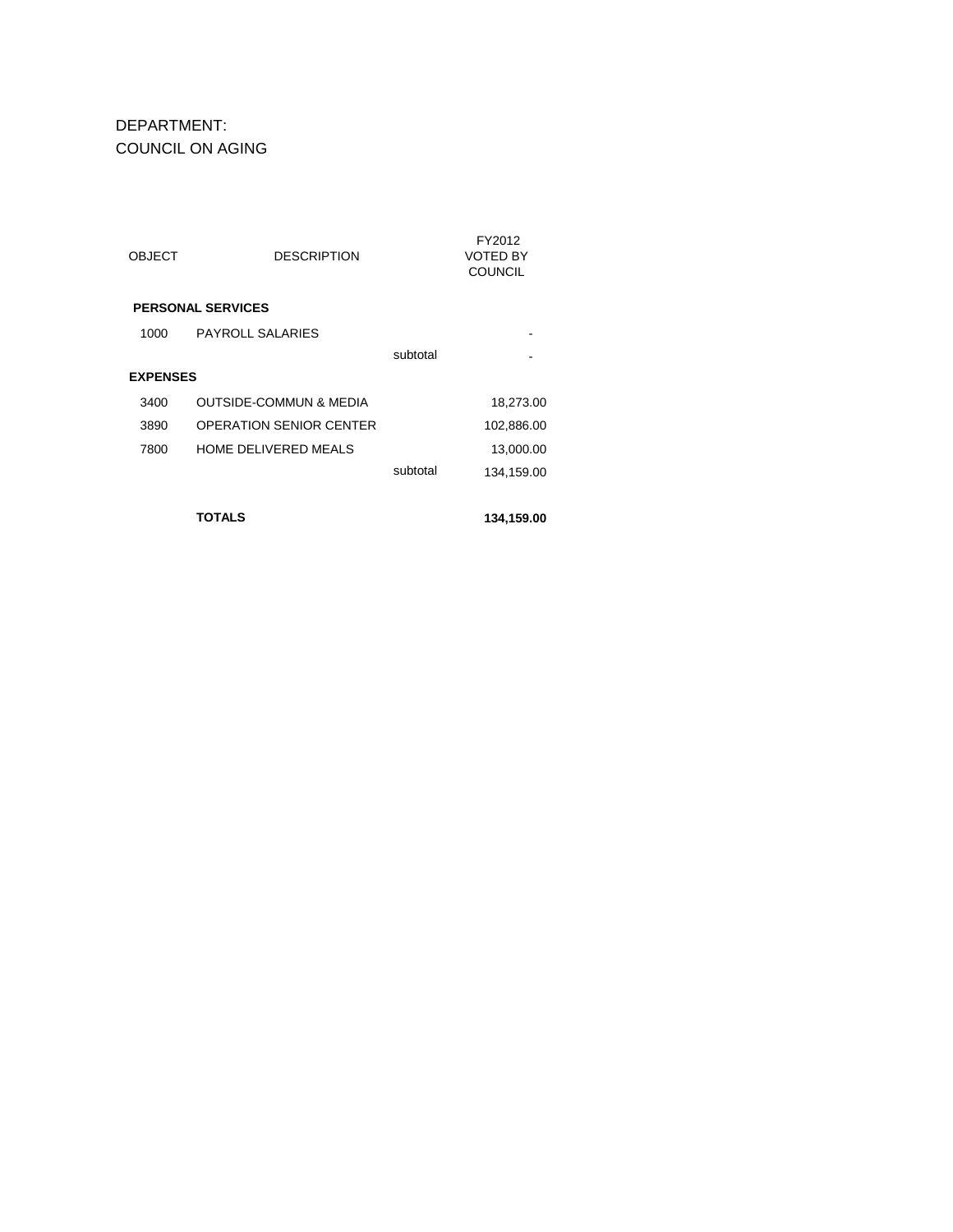DEPARTMENT:
COUNCIL ON AGING

| OBJECT | DESCRIPTION | | FY2012 VOTED BY COUNCIL |
|---|---|---|---|
| **PERSONAL SERVICES** | | | |
| 1000 | PAYROLL SALARIES | | - |
| | | subtotal | - |
| **EXPENSES** | | | |
| 3400 | OUTSIDE-COMMUN & MEDIA | | 18,273.00 |
| 3890 | OPERATION SENIOR CENTER | | 102,886.00 |
| 7800 | HOME DELIVERED MEALS | | 13,000.00 |
| | | subtotal | 134,159.00 |
| | **TOTALS** | | **134,159.00** |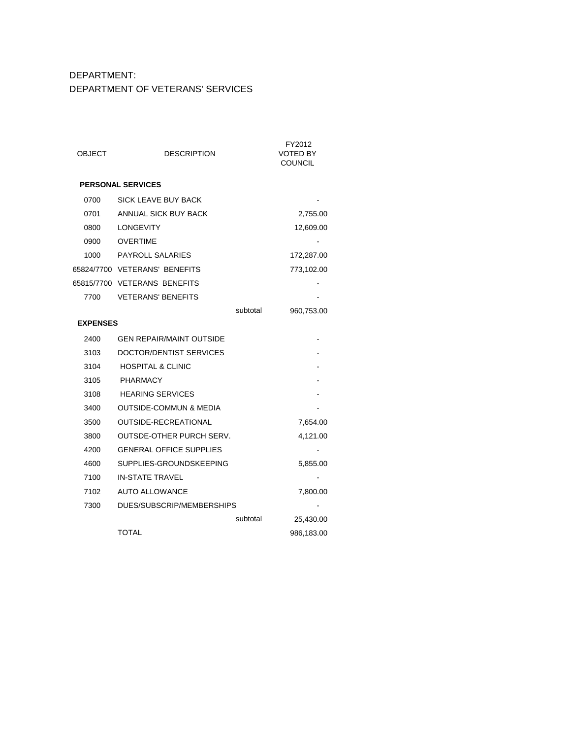DEPARTMENT:

DEPARTMENT OF VETERANS' SERVICES

| OBJECT | DESCRIPTION | | FY2012 VOTED BY COUNCIL |
|---|---|---|---|
| **PERSONAL SERVICES** | | | |
| 0700 | SICK LEAVE BUY BACK | | - |
| 0701 | ANNUAL SICK BUY BACK | | 2,755.00 |
| 0800 | LONGEVITY | | 12,609.00 |
| 0900 | OVERTIME | | - |
| 1000 | PAYROLL SALARIES | | 172,287.00 |
| 65824/7700 | VETERANS' BENEFITS | | 773,102.00 |
| 65815/7700 | VETERANS BENEFITS | | - |
| 7700 | VETERANS' BENEFITS | | - |
| | | subtotal | 960,753.00 |
| **EXPENSES** | | | |
| 2400 | GEN REPAIR/MAINT OUTSIDE | | - |
| 3103 | DOCTOR/DENTIST SERVICES | | - |
| 3104 | HOSPITAL & CLINIC | | - |
| 3105 | PHARMACY | | - |
| 3108 | HEARING SERVICES | | - |
| 3400 | OUTSIDE-COMMUN & MEDIA | | - |
| 3500 | OUTSIDE-RECREATIONAL | | 7,654.00 |
| 3800 | OUTSDE-OTHER PURCH SERV. | | 4,121.00 |
| 4200 | GENERAL OFFICE SUPPLIES | | - |
| 4600 | SUPPLIES-GROUNDSKEEPING | | 5,855.00 |
| 7100 | IN-STATE TRAVEL | | - |
| 7102 | AUTO ALLOWANCE | | 7,800.00 |
| 7300 | DUES/SUBSCRIP/MEMBERSHIPS | | - |
| | | subtotal | 25,430.00 |
| | TOTAL | | 986,183.00 |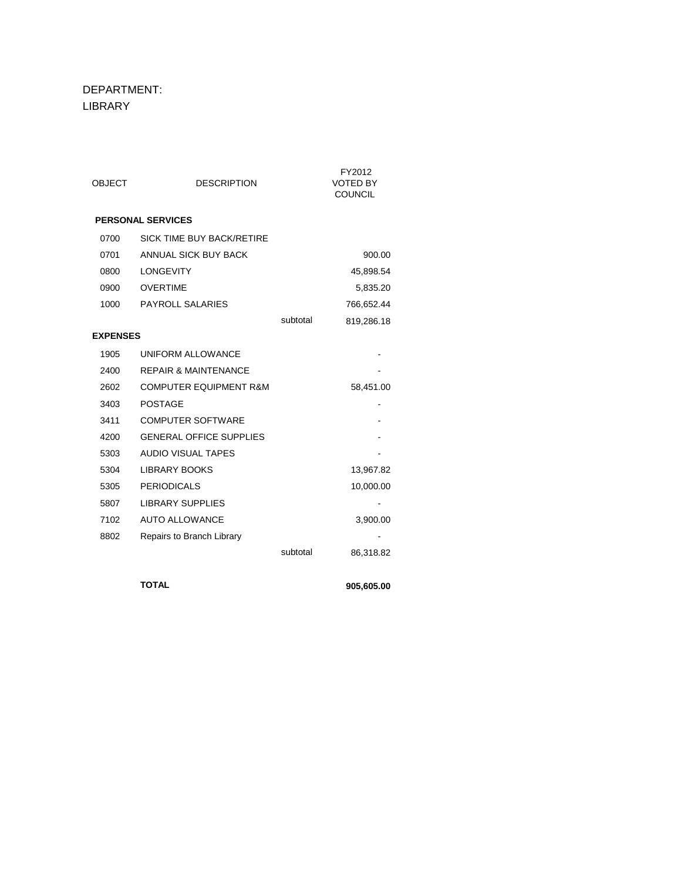DEPARTMENT:
LIBRARY

| OBJECT | DESCRIPTION | | FY2012 VOTED BY COUNCIL |
|---|---|---|---|
| **PERSONAL SERVICES** | | | |
| 0700 | SICK TIME BUY BACK/RETIRE | | |
| 0701 | ANNUAL SICK BUY BACK | | 900.00 |
| 0800 | LONGEVITY | | 45,898.54 |
| 0900 | OVERTIME | | 5,835.20 |
| 1000 | PAYROLL SALARIES | | 766,652.44 |
| | | subtotal | 819,286.18 |
| **EXPENSES** | | | |
| 1905 | UNIFORM ALLOWANCE | | - |
| 2400 | REPAIR & MAINTENANCE | | - |
| 2602 | COMPUTER EQUIPMENT R&M | | 58,451.00 |
| 3403 | POSTAGE | | - |
| 3411 | COMPUTER SOFTWARE | | - |
| 4200 | GENERAL OFFICE SUPPLIES | | - |
| 5303 | AUDIO VISUAL TAPES | | - |
| 5304 | LIBRARY BOOKS | | 13,967.82 |
| 5305 | PERIODICALS | | 10,000.00 |
| 5807 | LIBRARY SUPPLIES | | - |
| 7102 | AUTO ALLOWANCE | | 3,900.00 |
| 8802 | Repairs to Branch Library | | - |
| | | subtotal | 86,318.82 |
| | **TOTAL** | | **905,605.00** |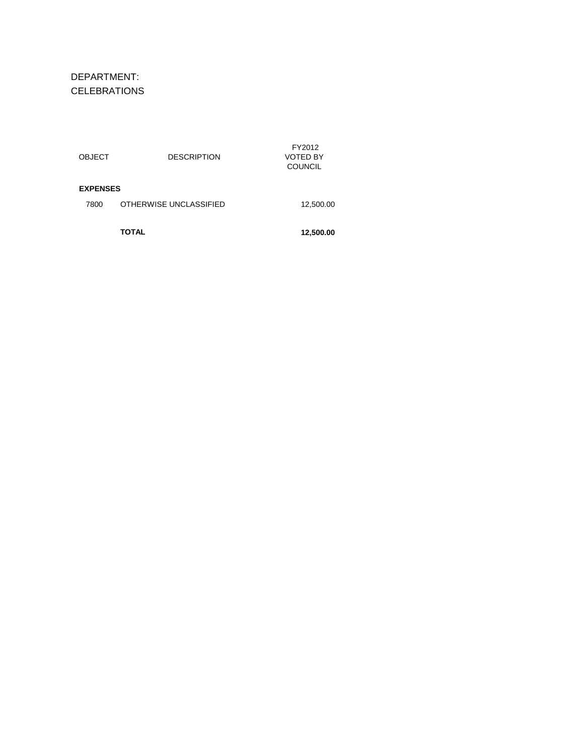DEPARTMENT:
CELEBRATIONS

| OBJECT | DESCRIPTION | FY2012 VOTED BY COUNCIL |
|---|---|---|
| **EXPENSES** | | |
| 7800 | OTHERWISE UNCLASSIFIED | 12,500.00 |
| | **TOTAL** | **12,500.00** |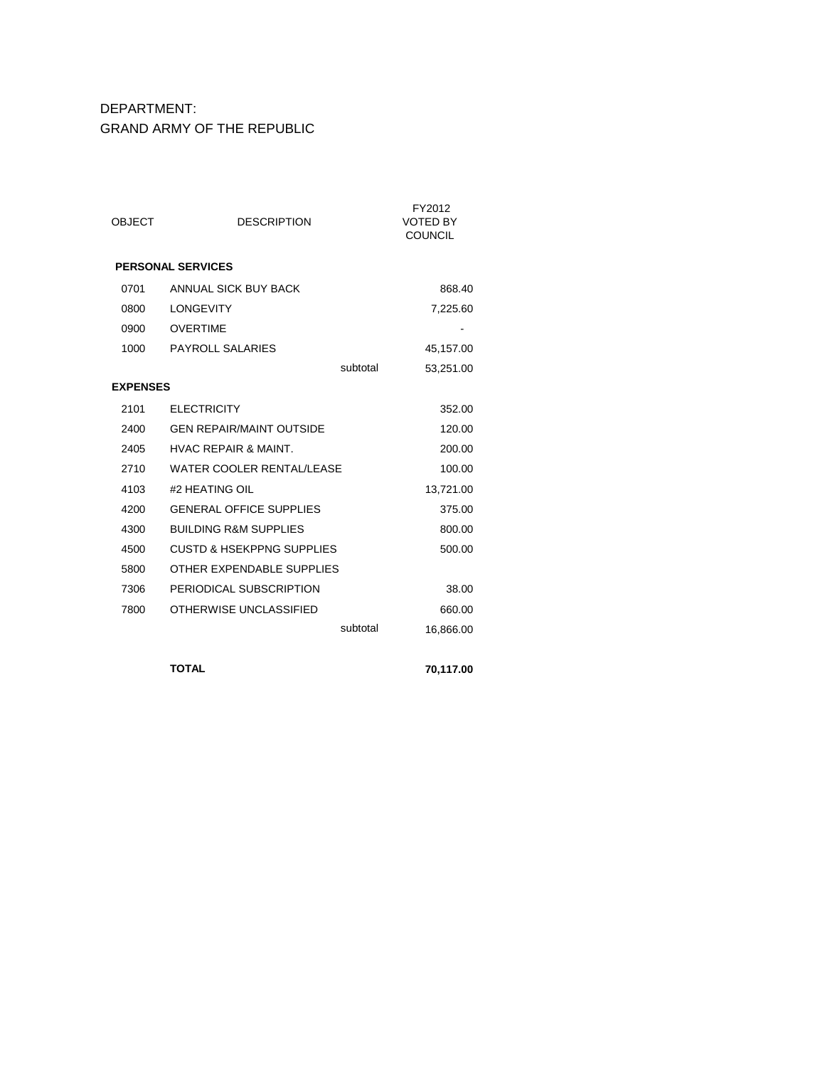DEPARTMENT:
GRAND ARMY OF THE REPUBLIC

| OBJECT | DESCRIPTION | | FY2012 VOTED BY COUNCIL |
|---|---|---|---|
| **PERSONAL SERVICES** | | | |
| 0701 | ANNUAL SICK BUY BACK | | 868.40 |
| 0800 | LONGEVITY | | 7,225.60 |
| 0900 | OVERTIME | | - |
| 1000 | PAYROLL SALARIES | | 45,157.00 |
| | | subtotal | 53,251.00 |
| **EXPENSES** | | | |
| 2101 | ELECTRICITY | | 352.00 |
| 2400 | GEN REPAIR/MAINT OUTSIDE | | 120.00 |
| 2405 | HVAC REPAIR & MAINT. | | 200.00 |
| 2710 | WATER COOLER RENTAL/LEASE | | 100.00 |
| 4103 | #2 HEATING OIL | | 13,721.00 |
| 4200 | GENERAL OFFICE SUPPLIES | | 375.00 |
| 4300 | BUILDING R&M SUPPLIES | | 800.00 |
| 4500 | CUSTD & HSEKPPNG SUPPLIES | | 500.00 |
| 5800 | OTHER EXPENDABLE SUPPLIES | | |
| 7306 | PERIODICAL SUBSCRIPTION | | 38.00 |
| 7800 | OTHERWISE UNCLASSIFIED | | 660.00 |
| | | subtotal | 16,866.00 |
| | **TOTAL** | | **70,117.00** |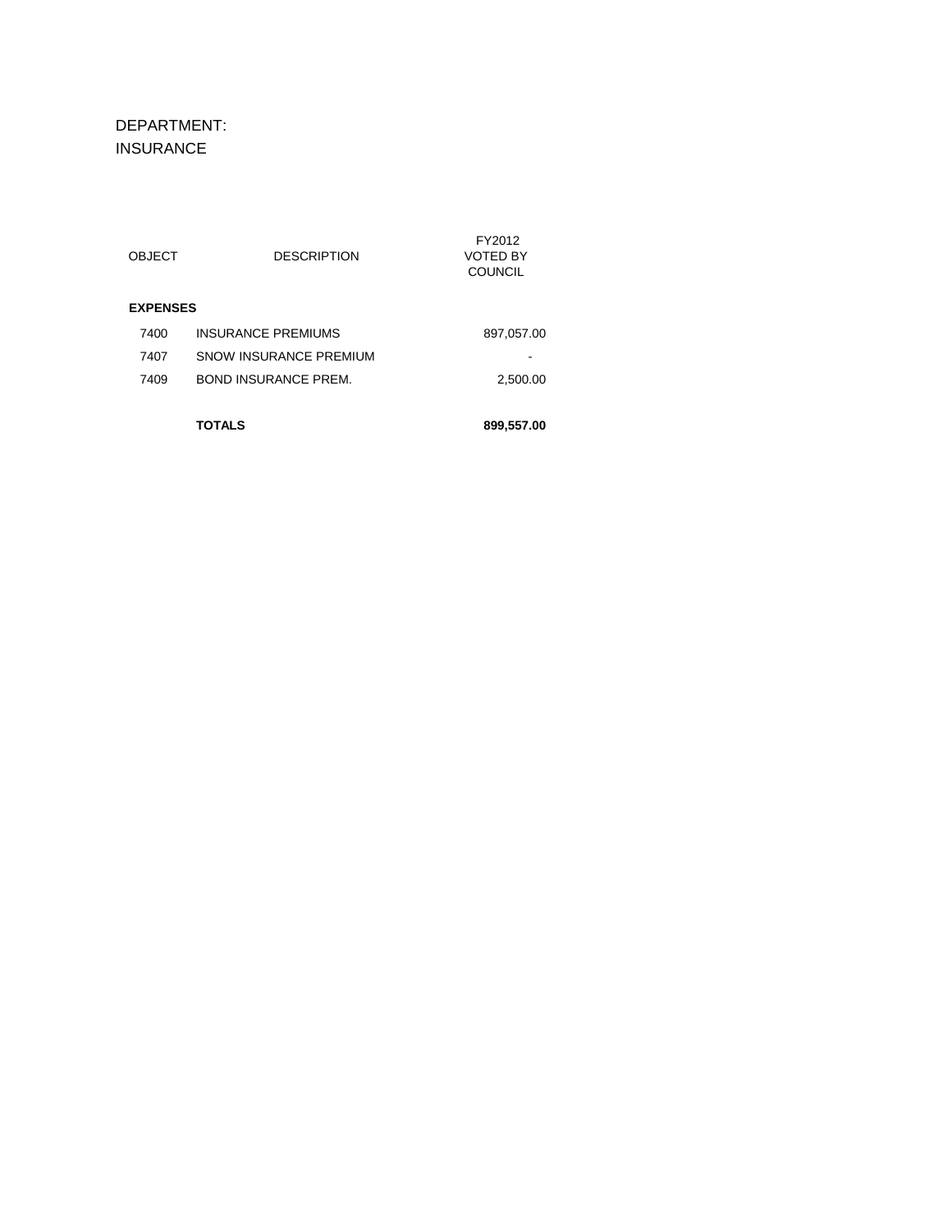DEPARTMENT:
INSURANCE

| OBJECT | DESCRIPTION | FY2012 VOTED BY COUNCIL |
|---|---|---|
| **EXPENSES** | | |
| 7400 | INSURANCE PREMIUMS | 897,057.00 |
| 7407 | SNOW INSURANCE PREMIUM | - |
| 7409 | BOND INSURANCE PREM. | 2,500.00 |
| | **TOTALS** | **899,557.00** |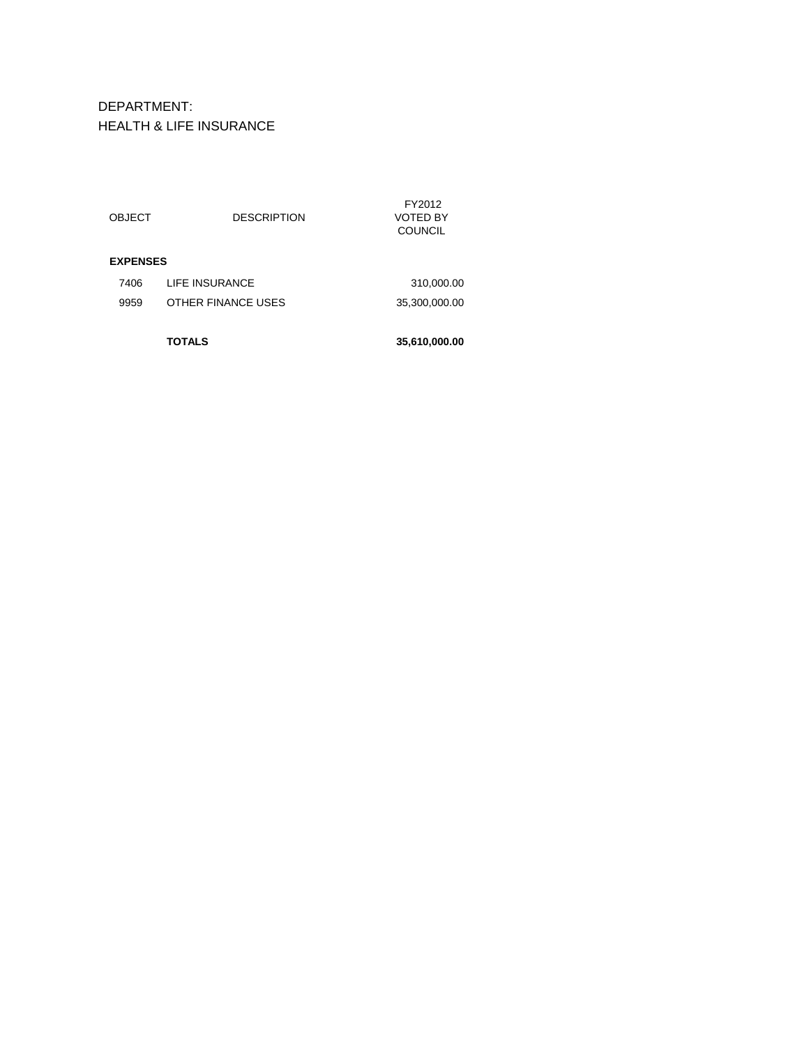DEPARTMENT:
HEALTH & LIFE INSURANCE

| OBJECT | DESCRIPTION | FY2012 VOTED BY COUNCIL |
|---|---|---|
| **EXPENSES** | | |
| 7406 | LIFE INSURANCE | 310,000.00 |
| 9959 | OTHER FINANCE USES | 35,300,000.00 |
| | **TOTALS** | **35,610,000.00** |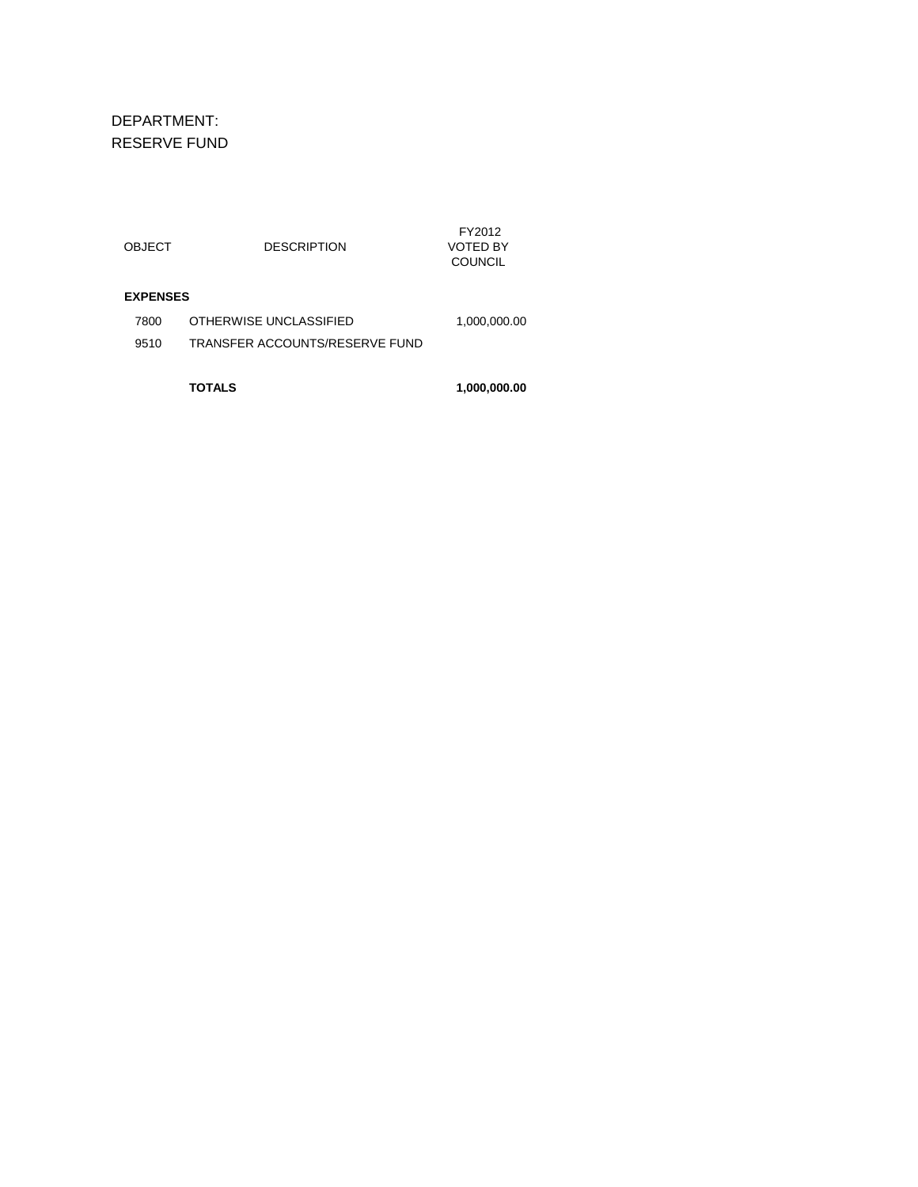DEPARTMENT:
RESERVE FUND

| OBJECT | DESCRIPTION | FY2012 VOTED BY COUNCIL |
|---|---|---|
| **EXPENSES** | | |
| 7800 | OTHERWISE UNCLASSIFIED | 1,000,000.00 |
| 9510 | TRANSFER ACCOUNTS/RESERVE FUND | |
| | **TOTALS** | **1,000,000.00** |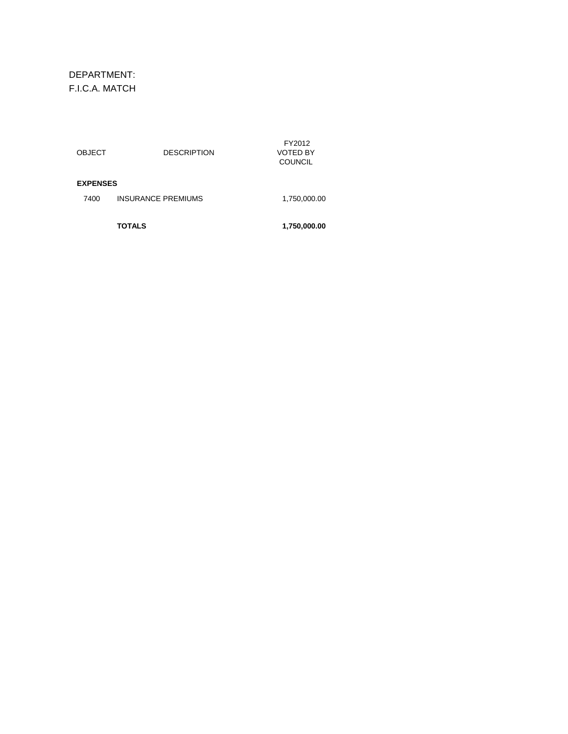DEPARTMENT:
F.I.C.A. MATCH

| OBJECT | DESCRIPTION | FY2012 VOTED BY COUNCIL |
|---|---|---|
| **EXPENSES** | | |
| 7400 | INSURANCE PREMIUMS | 1,750,000.00 |
| | **TOTALS** | **1,750,000.00** |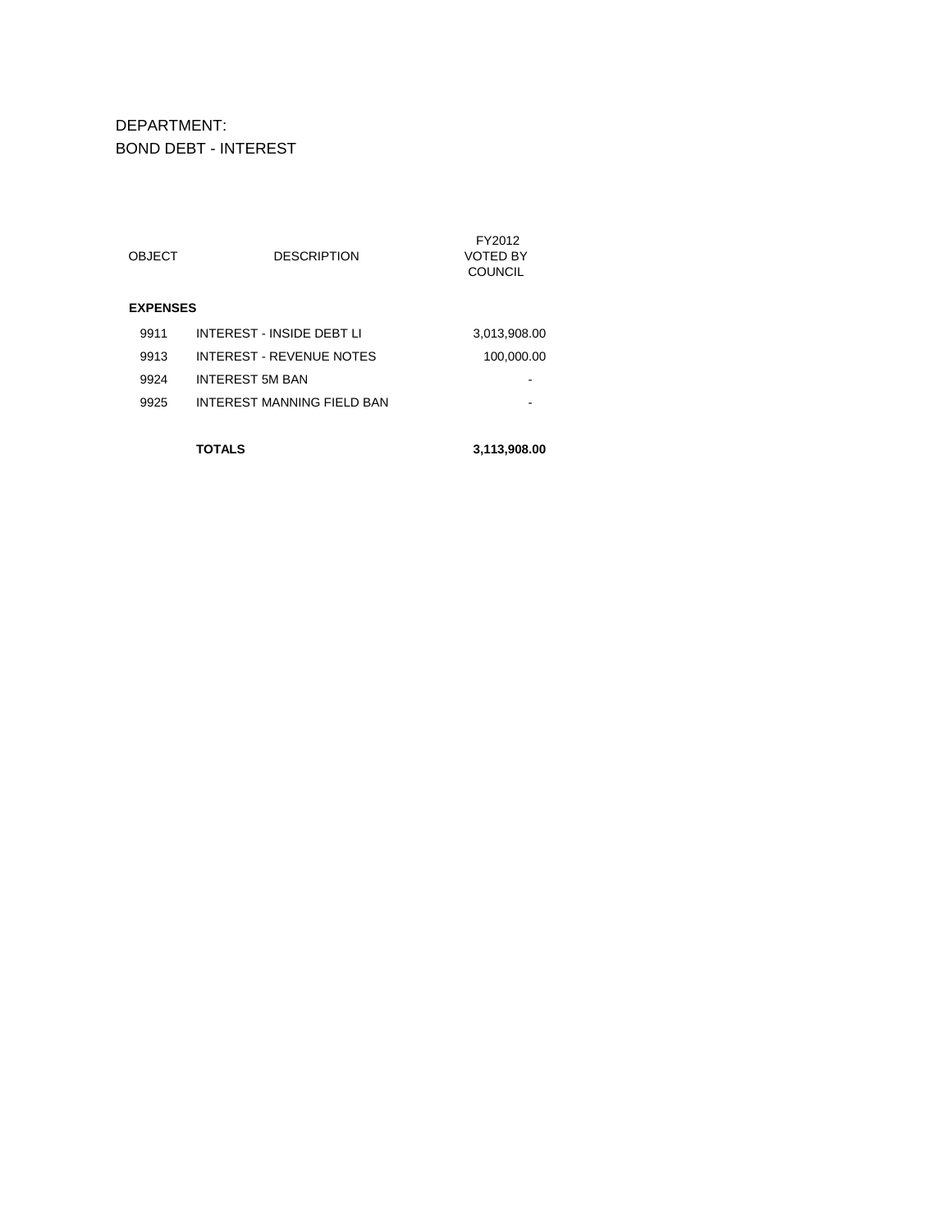DEPARTMENT:
BOND DEBT - INTEREST

| OBJECT | DESCRIPTION | FY2012 VOTED BY COUNCIL |
|---|---|---|
| **EXPENSES** | | |
| 9911 | INTEREST - INSIDE DEBT LI | 3,013,908.00 |
| 9913 | INTEREST - REVENUE NOTES | 100,000.00 |
| 9924 | INTEREST 5M BAN | - |
| 9925 | INTEREST MANNING FIELD BAN | - |
| | **TOTALS** | **3,113,908.00** |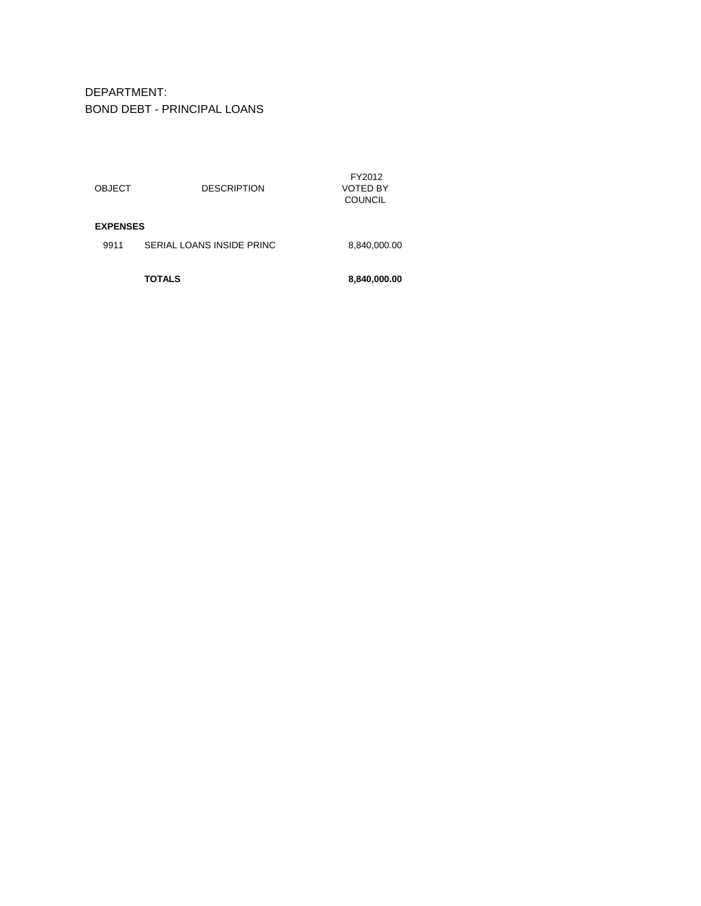DEPARTMENT:

BOND DEBT - PRINCIPAL LOANS

| OBJECT | DESCRIPTION | FY2012 VOTED BY COUNCIL |
|---|---|---|
| **EXPENSES** | | |
| 9911 | SERIAL LOANS INSIDE PRINC | 8,840,000.00 |
| | **TOTALS** | **8,840,000.00** |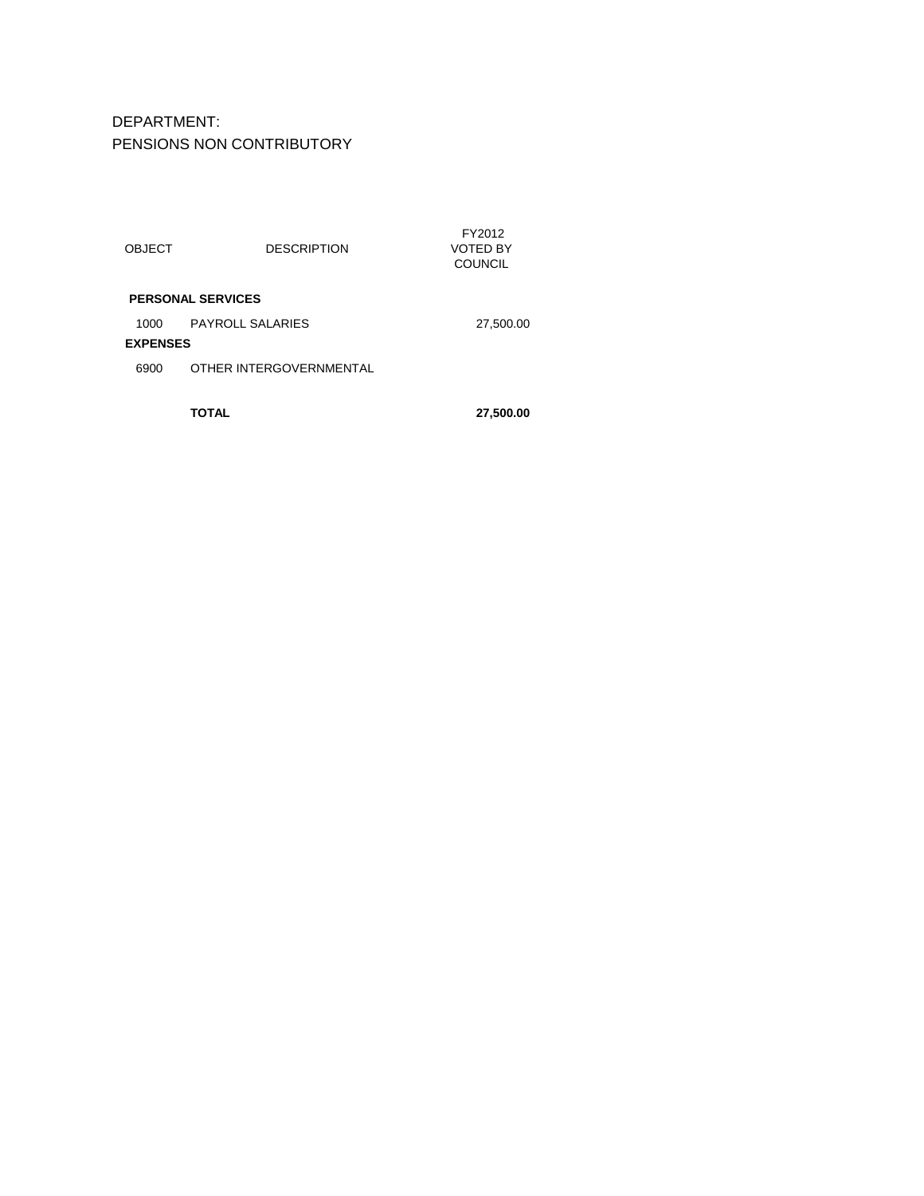DEPARTMENT:
PENSIONS NON CONTRIBUTORY

| OBJECT | DESCRIPTION | FY2012 VOTED BY COUNCIL |
|---|---|---|
| **PERSONAL SERVICES** | | |
| 1000 | PAYROLL SALARIES | 27,500.00 |
| **EXPENSES** | | |
| 6900 | OTHER INTERGOVERNMENTAL | |
| | **TOTAL** | **27,500.00** |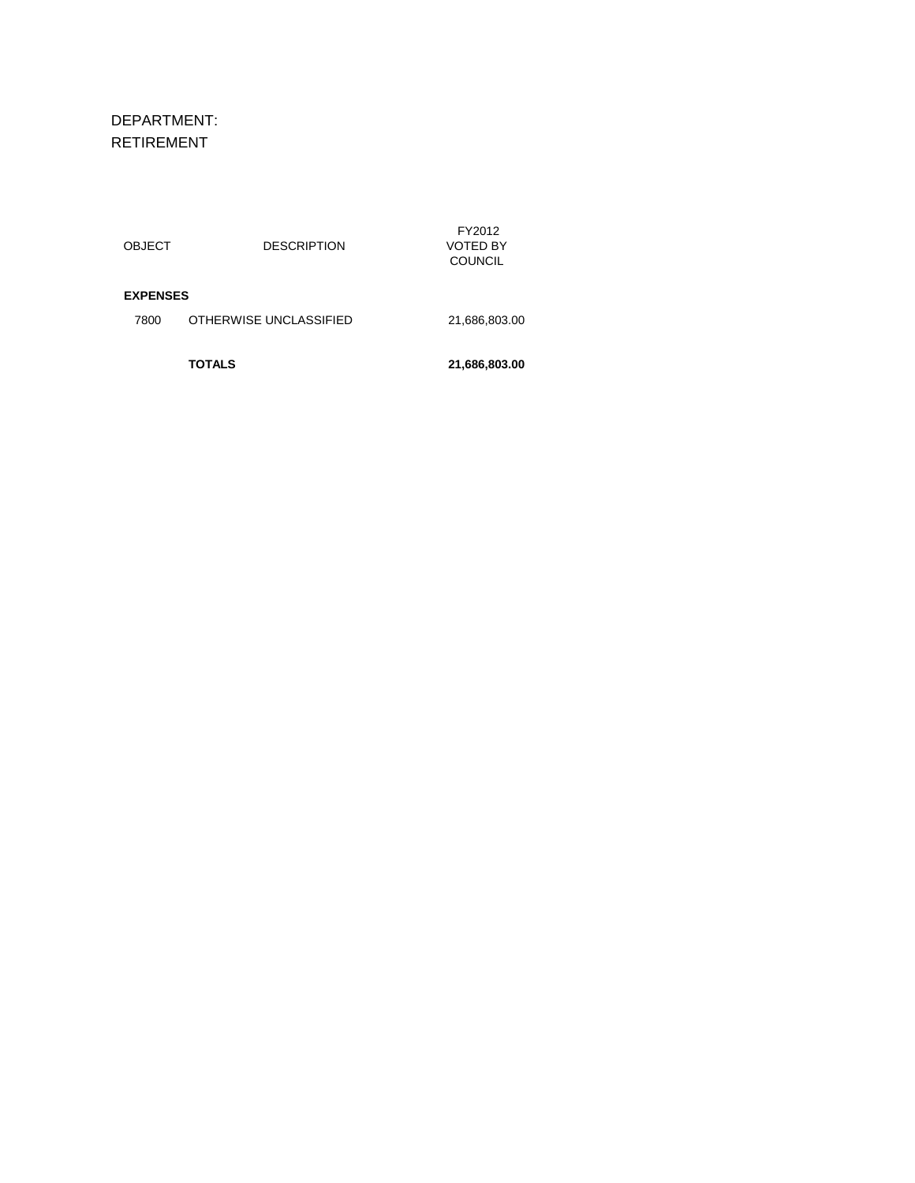DEPARTMENT:
RETIREMENT

| OBJECT | DESCRIPTION | FY2012 VOTED BY COUNCIL |
|---|---|---|
| **EXPENSES** | | |
| 7800 | OTHERWISE UNCLASSIFIED | 21,686,803.00 |
| | **TOTALS** | **21,686,803.00** |